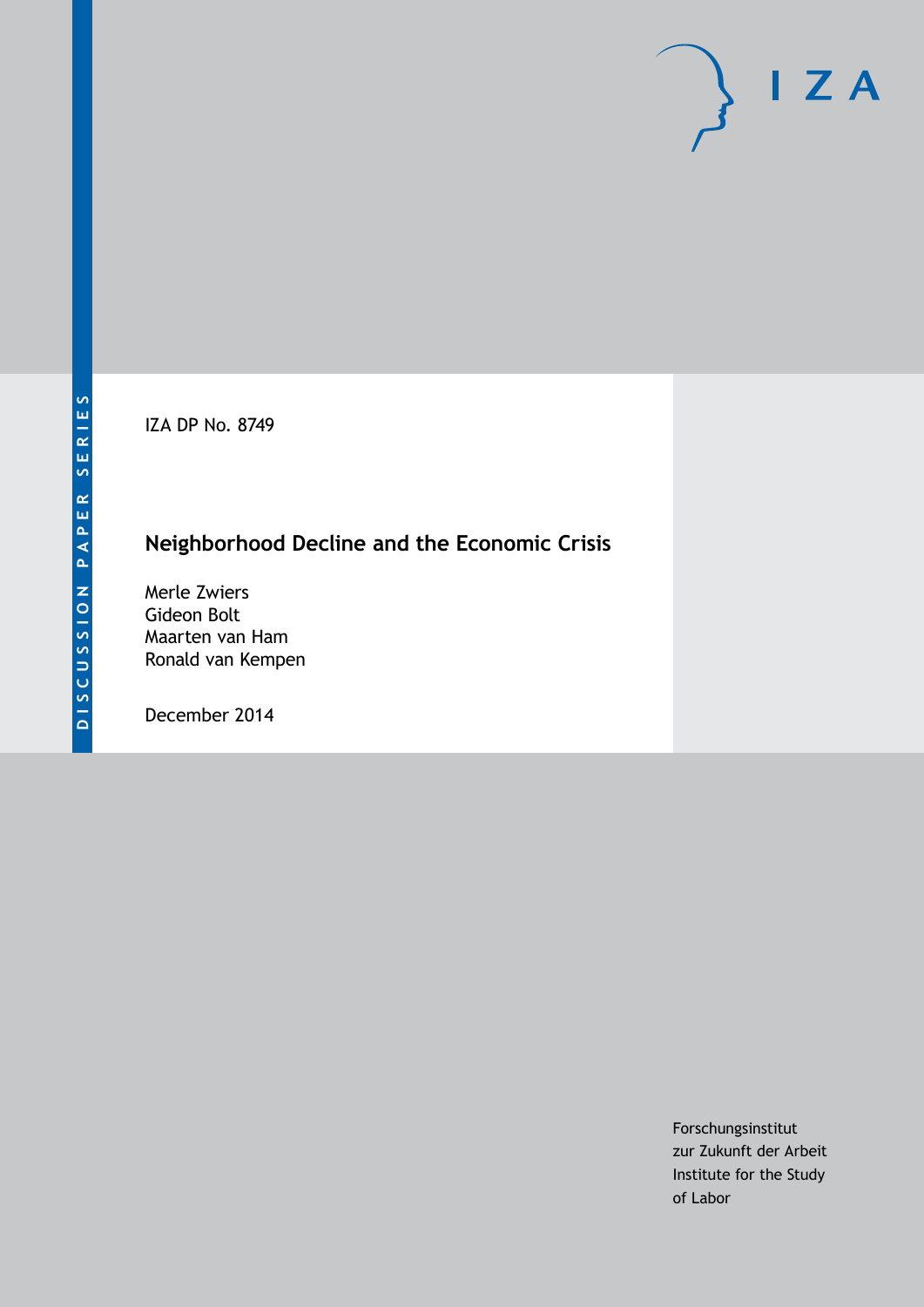DISCUSSION PAPER SERIES

IZA

IZA DP No. 8749

# Neighborhood Decline and the Economic Crisis

Merle Zwiers
Gideon Bolt
Maarten van Ham
Ronald van Kempen

December 2014

Forschungsinstitut
zur Zukunft der Arbeit
Institute for the Study
of Labor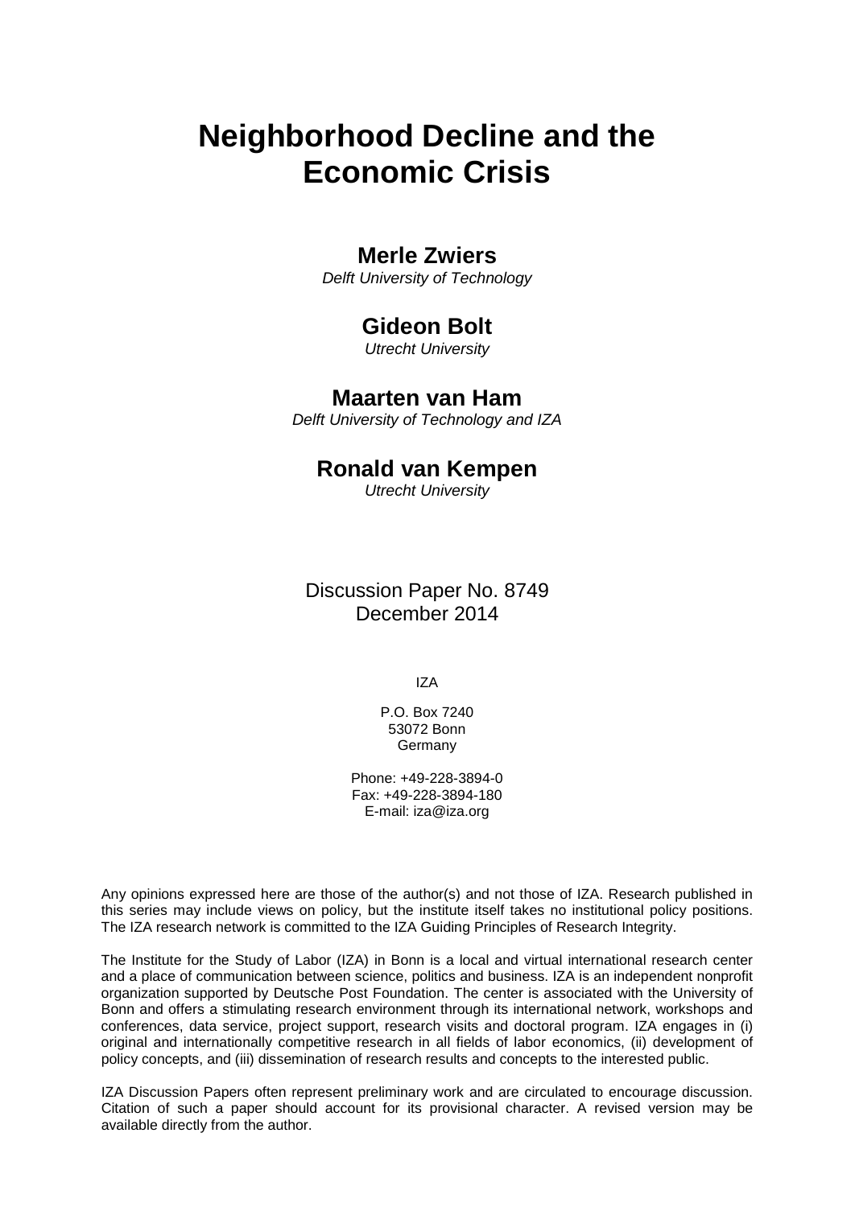# Neighborhood Decline and the Economic Crisis

## Merle Zwiers

*Delft University of Technology*

## Gideon Bolt

*Utrecht University*

## Maarten van Ham

*Delft University of Technology and IZA*

## Ronald van Kempen

*Utrecht University*

Discussion Paper No. 8749
December 2014

IZA

P.O. Box 7240
53072 Bonn
Germany

Phone: +49-228-3894-0
Fax: +49-228-3894-180
E-mail: iza@iza.org

Any opinions expressed here are those of the author(s) and not those of IZA. Research published in this series may include views on policy, but the institute itself takes no institutional policy positions. The IZA research network is committed to the IZA Guiding Principles of Research Integrity.

The Institute for the Study of Labor (IZA) in Bonn is a local and virtual international research center and a place of communication between science, politics and business. IZA is an independent nonprofit organization supported by Deutsche Post Foundation. The center is associated with the University of Bonn and offers a stimulating research environment through its international network, workshops and conferences, data service, project support, research visits and doctoral program. IZA engages in (i) original and internationally competitive research in all fields of labor economics, (ii) development of policy concepts, and (iii) dissemination of research results and concepts to the interested public.

IZA Discussion Papers often represent preliminary work and are circulated to encourage discussion. Citation of such a paper should account for its provisional character. A revised version may be available directly from the author.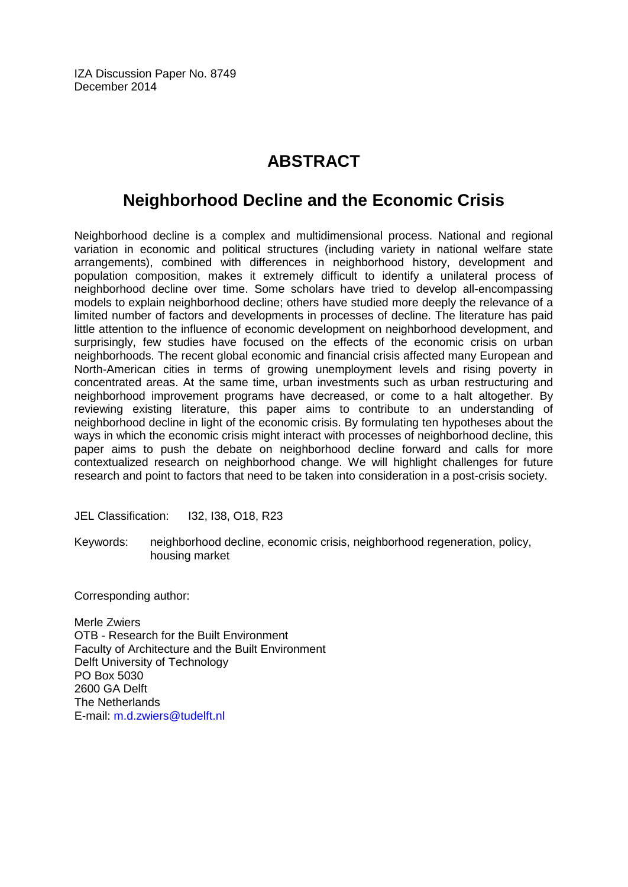IZA Discussion Paper No. 8749
December 2014

# ABSTRACT

## Neighborhood Decline and the Economic Crisis

Neighborhood decline is a complex and multidimensional process. National and regional variation in economic and political structures (including variety in national welfare state arrangements), combined with differences in neighborhood history, development and population composition, makes it extremely difficult to identify a unilateral process of neighborhood decline over time. Some scholars have tried to develop all-encompassing models to explain neighborhood decline; others have studied more deeply the relevance of a limited number of factors and developments in processes of decline. The literature has paid little attention to the influence of economic development on neighborhood development, and surprisingly, few studies have focused on the effects of the economic crisis on urban neighborhoods. The recent global economic and financial crisis affected many European and North-American cities in terms of growing unemployment levels and rising poverty in concentrated areas. At the same time, urban investments such as urban restructuring and neighborhood improvement programs have decreased, or come to a halt altogether. By reviewing existing literature, this paper aims to contribute to an understanding of neighborhood decline in light of the economic crisis. By formulating ten hypotheses about the ways in which the economic crisis might interact with processes of neighborhood decline, this paper aims to push the debate on neighborhood decline forward and calls for more contextualized research on neighborhood change. We will highlight challenges for future research and point to factors that need to be taken into consideration in a post-crisis society.

JEL Classification: I32, I38, O18, R23

Keywords: neighborhood decline, economic crisis, neighborhood regeneration, policy, housing market

Corresponding author:

Merle Zwiers
OTB - Research for the Built Environment
Faculty of Architecture and the Built Environment
Delft University of Technology
PO Box 5030
2600 GA Delft
The Netherlands
E-mail: m.d.zwiers@tudelft.nl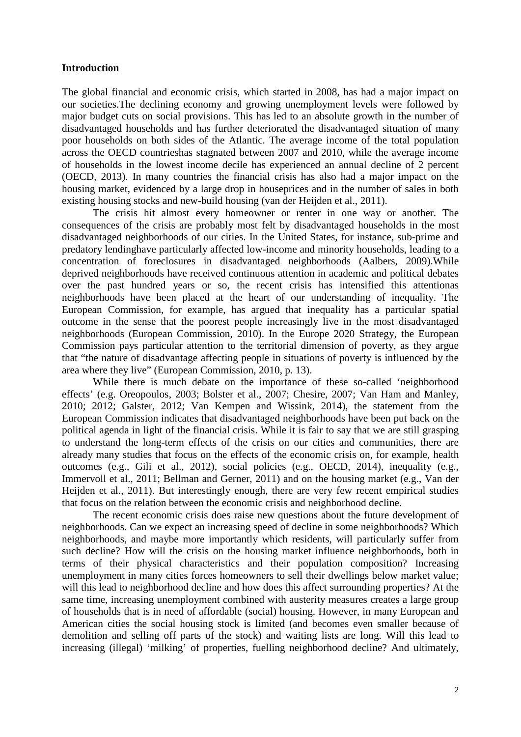## Introduction

The global financial and economic crisis, which started in 2008, has had a major impact on our societies.The declining economy and growing unemployment levels were followed by major budget cuts on social provisions. This has led to an absolute growth in the number of disadvantaged households and has further deteriorated the disadvantaged situation of many poor households on both sides of the Atlantic. The average income of the total population across the OECD countrieshas stagnated between 2007 and 2010, while the average income of households in the lowest income decile has experienced an annual decline of 2 percent (OECD, 2013). In many countries the financial crisis has also had a major impact on the housing market, evidenced by a large drop in houseprices and in the number of sales in both existing housing stocks and new-build housing (van der Heijden et al., 2011).

The crisis hit almost every homeowner or renter in one way or another. The consequences of the crisis are probably most felt by disadvantaged households in the most disadvantaged neighborhoods of our cities. In the United States, for instance, sub-prime and predatory lendinghave particularly affected low-income and minority households, leading to a concentration of foreclosures in disadvantaged neighborhoods (Aalbers, 2009).While deprived neighborhoods have received continuous attention in academic and political debates over the past hundred years or so, the recent crisis has intensified this attentionas neighborhoods have been placed at the heart of our understanding of inequality. The European Commission, for example, has argued that inequality has a particular spatial outcome in the sense that the poorest people increasingly live in the most disadvantaged neighborhoods (European Commission, 2010). In the Europe 2020 Strategy, the European Commission pays particular attention to the territorial dimension of poverty, as they argue that "the nature of disadvantage affecting people in situations of poverty is influenced by the area where they live" (European Commission, 2010, p. 13).

While there is much debate on the importance of these so-called 'neighborhood effects' (e.g. Oreopoulos, 2003; Bolster et al., 2007; Chesire, 2007; Van Ham and Manley, 2010; 2012; Galster, 2012; Van Kempen and Wissink, 2014), the statement from the European Commission indicates that disadvantaged neighborhoods have been put back on the political agenda in light of the financial crisis. While it is fair to say that we are still grasping to understand the long-term effects of the crisis on our cities and communities, there are already many studies that focus on the effects of the economic crisis on, for example, health outcomes (e.g., Gili et al., 2012), social policies (e.g., OECD, 2014), inequality (e.g., Immervoll et al., 2011; Bellman and Gerner, 2011) and on the housing market (e.g., Van der Heijden et al., 2011). But interestingly enough, there are very few recent empirical studies that focus on the relation between the economic crisis and neighborhood decline.

The recent economic crisis does raise new questions about the future development of neighborhoods. Can we expect an increasing speed of decline in some neighborhoods? Which neighborhoods, and maybe more importantly which residents, will particularly suffer from such decline? How will the crisis on the housing market influence neighborhoods, both in terms of their physical characteristics and their population composition? Increasing unemployment in many cities forces homeowners to sell their dwellings below market value; will this lead to neighborhood decline and how does this affect surrounding properties? At the same time, increasing unemployment combined with austerity measures creates a large group of households that is in need of affordable (social) housing. However, in many European and American cities the social housing stock is limited (and becomes even smaller because of demolition and selling off parts of the stock) and waiting lists are long. Will this lead to increasing (illegal) 'milking' of properties, fuelling neighborhood decline? And ultimately,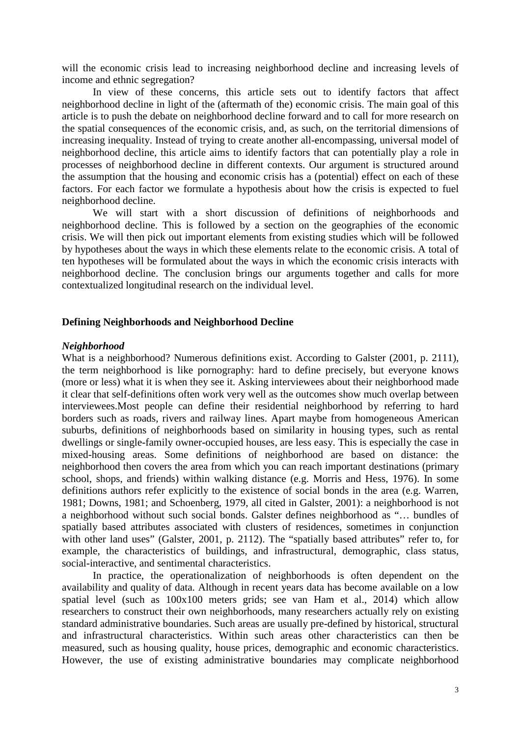will the economic crisis lead to increasing neighborhood decline and increasing levels of income and ethnic segregation?

In view of these concerns, this article sets out to identify factors that affect neighborhood decline in light of the (aftermath of the) economic crisis. The main goal of this article is to push the debate on neighborhood decline forward and to call for more research on the spatial consequences of the economic crisis, and, as such, on the territorial dimensions of increasing inequality. Instead of trying to create another all-encompassing, universal model of neighborhood decline, this article aims to identify factors that can potentially play a role in processes of neighborhood decline in different contexts. Our argument is structured around the assumption that the housing and economic crisis has a (potential) effect on each of these factors. For each factor we formulate a hypothesis about how the crisis is expected to fuel neighborhood decline.

We will start with a short discussion of definitions of neighborhoods and neighborhood decline. This is followed by a section on the geographies of the economic crisis. We will then pick out important elements from existing studies which will be followed by hypotheses about the ways in which these elements relate to the economic crisis. A total of ten hypotheses will be formulated about the ways in which the economic crisis interacts with neighborhood decline. The conclusion brings our arguments together and calls for more contextualized longitudinal research on the individual level.

## Defining Neighborhoods and Neighborhood Decline

### *Neighborhood*

What is a neighborhood? Numerous definitions exist. According to Galster (2001, p. 2111), the term neighborhood is like pornography: hard to define precisely, but everyone knows (more or less) what it is when they see it. Asking interviewees about their neighborhood made it clear that self-definitions often work very well as the outcomes show much overlap between interviewees.Most people can define their residential neighborhood by referring to hard borders such as roads, rivers and railway lines. Apart maybe from homogeneous American suburbs, definitions of neighborhoods based on similarity in housing types, such as rental dwellings or single-family owner-occupied houses, are less easy. This is especially the case in mixed-housing areas. Some definitions of neighborhood are based on distance: the neighborhood then covers the area from which you can reach important destinations (primary school, shops, and friends) within walking distance (e.g. Morris and Hess, 1976). In some definitions authors refer explicitly to the existence of social bonds in the area (e.g. Warren, 1981; Downs, 1981; and Schoenberg, 1979, all cited in Galster, 2001): a neighborhood is not a neighborhood without such social bonds. Galster defines neighborhood as "… bundles of spatially based attributes associated with clusters of residences, sometimes in conjunction with other land uses" (Galster, 2001, p. 2112). The "spatially based attributes" refer to, for example, the characteristics of buildings, and infrastructural, demographic, class status, social-interactive, and sentimental characteristics.

In practice, the operationalization of neighborhoods is often dependent on the availability and quality of data. Although in recent years data has become available on a low spatial level (such as 100x100 meters grids; see van Ham et al., 2014) which allow researchers to construct their own neighborhoods, many researchers actually rely on existing standard administrative boundaries. Such areas are usually pre-defined by historical, structural and infrastructural characteristics. Within such areas other characteristics can then be measured, such as housing quality, house prices, demographic and economic characteristics. However, the use of existing administrative boundaries may complicate neighborhood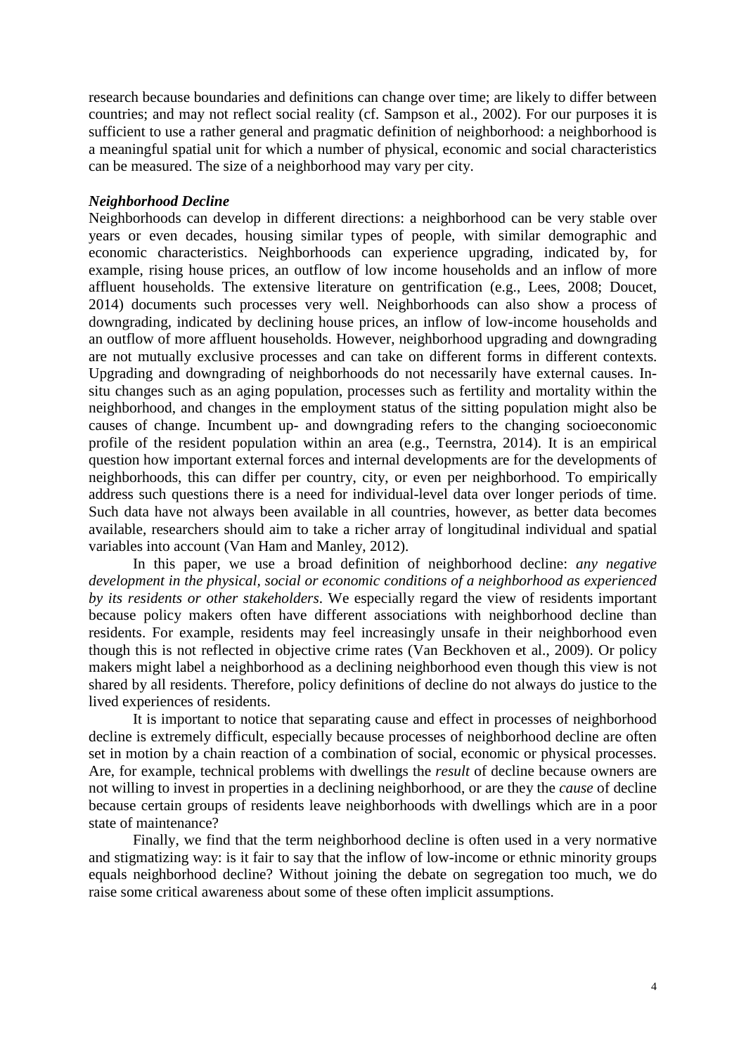research because boundaries and definitions can change over time; are likely to differ between countries; and may not reflect social reality (cf. Sampson et al., 2002). For our purposes it is sufficient to use a rather general and pragmatic definition of neighborhood: a neighborhood is a meaningful spatial unit for which a number of physical, economic and social characteristics can be measured. The size of a neighborhood may vary per city.

***Neighborhood Decline***

Neighborhoods can develop in different directions: a neighborhood can be very stable over years or even decades, housing similar types of people, with similar demographic and economic characteristics. Neighborhoods can experience upgrading, indicated by, for example, rising house prices, an outflow of low income households and an inflow of more affluent households. The extensive literature on gentrification (e.g., Lees, 2008; Doucet, 2014) documents such processes very well. Neighborhoods can also show a process of downgrading, indicated by declining house prices, an inflow of low-income households and an outflow of more affluent households. However, neighborhood upgrading and downgrading are not mutually exclusive processes and can take on different forms in different contexts. Upgrading and downgrading of neighborhoods do not necessarily have external causes. In-situ changes such as an aging population, processes such as fertility and mortality within the neighborhood, and changes in the employment status of the sitting population might also be causes of change. Incumbent up- and downgrading refers to the changing socioeconomic profile of the resident population within an area (e.g., Teernstra, 2014). It is an empirical question how important external forces and internal developments are for the developments of neighborhoods, this can differ per country, city, or even per neighborhood. To empirically address such questions there is a need for individual-level data over longer periods of time. Such data have not always been available in all countries, however, as better data becomes available, researchers should aim to take a richer array of longitudinal individual and spatial variables into account (Van Ham and Manley, 2012).

In this paper, we use a broad definition of neighborhood decline: *any negative development in the physical, social or economic conditions of a neighborhood as experienced by its residents or other stakeholders*. We especially regard the view of residents important because policy makers often have different associations with neighborhood decline than residents. For example, residents may feel increasingly unsafe in their neighborhood even though this is not reflected in objective crime rates (Van Beckhoven et al., 2009). Or policy makers might label a neighborhood as a declining neighborhood even though this view is not shared by all residents. Therefore, policy definitions of decline do not always do justice to the lived experiences of residents.

It is important to notice that separating cause and effect in processes of neighborhood decline is extremely difficult, especially because processes of neighborhood decline are often set in motion by a chain reaction of a combination of social, economic or physical processes. Are, for example, technical problems with dwellings the *result* of decline because owners are not willing to invest in properties in a declining neighborhood, or are they the *cause* of decline because certain groups of residents leave neighborhoods with dwellings which are in a poor state of maintenance?

Finally, we find that the term neighborhood decline is often used in a very normative and stigmatizing way: is it fair to say that the inflow of low-income or ethnic minority groups equals neighborhood decline? Without joining the debate on segregation too much, we do raise some critical awareness about some of these often implicit assumptions.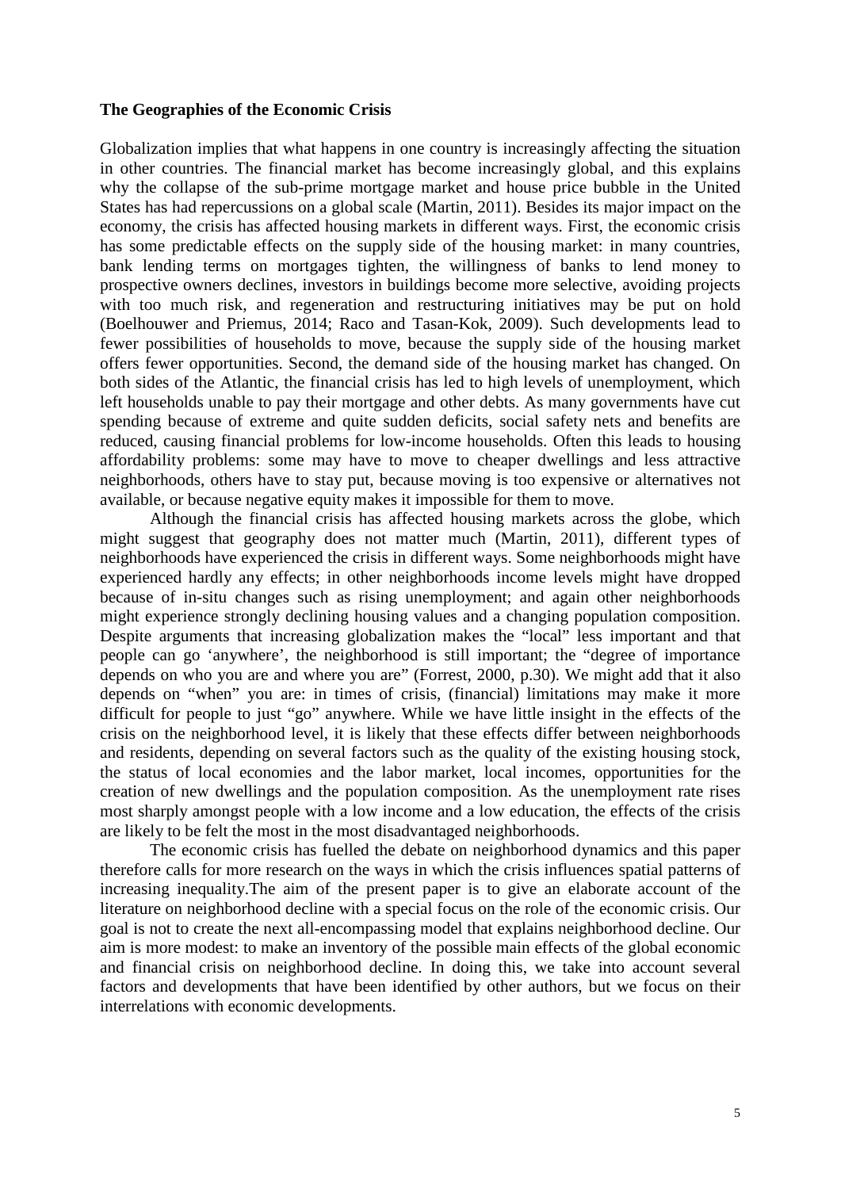**The Geographies of the Economic Crisis**

Globalization implies that what happens in one country is increasingly affecting the situation in other countries. The financial market has become increasingly global, and this explains why the collapse of the sub-prime mortgage market and house price bubble in the United States has had repercussions on a global scale (Martin, 2011). Besides its major impact on the economy, the crisis has affected housing markets in different ways. First, the economic crisis has some predictable effects on the supply side of the housing market: in many countries, bank lending terms on mortgages tighten, the willingness of banks to lend money to prospective owners declines, investors in buildings become more selective, avoiding projects with too much risk, and regeneration and restructuring initiatives may be put on hold (Boelhouwer and Priemus, 2014; Raco and Tasan-Kok, 2009). Such developments lead to fewer possibilities of households to move, because the supply side of the housing market offers fewer opportunities. Second, the demand side of the housing market has changed. On both sides of the Atlantic, the financial crisis has led to high levels of unemployment, which left households unable to pay their mortgage and other debts. As many governments have cut spending because of extreme and quite sudden deficits, social safety nets and benefits are reduced, causing financial problems for low-income households. Often this leads to housing affordability problems: some may have to move to cheaper dwellings and less attractive neighborhoods, others have to stay put, because moving is too expensive or alternatives not available, or because negative equity makes it impossible for them to move.

Although the financial crisis has affected housing markets across the globe, which might suggest that geography does not matter much (Martin, 2011), different types of neighborhoods have experienced the crisis in different ways. Some neighborhoods might have experienced hardly any effects; in other neighborhoods income levels might have dropped because of in-situ changes such as rising unemployment; and again other neighborhoods might experience strongly declining housing values and a changing population composition. Despite arguments that increasing globalization makes the "local" less important and that people can go 'anywhere', the neighborhood is still important; the "degree of importance depends on who you are and where you are" (Forrest, 2000, p.30). We might add that it also depends on "when" you are: in times of crisis, (financial) limitations may make it more difficult for people to just "go" anywhere. While we have little insight in the effects of the crisis on the neighborhood level, it is likely that these effects differ between neighborhoods and residents, depending on several factors such as the quality of the existing housing stock, the status of local economies and the labor market, local incomes, opportunities for the creation of new dwellings and the population composition. As the unemployment rate rises most sharply amongst people with a low income and a low education, the effects of the crisis are likely to be felt the most in the most disadvantaged neighborhoods.

The economic crisis has fuelled the debate on neighborhood dynamics and this paper therefore calls for more research on the ways in which the crisis influences spatial patterns of increasing inequality.The aim of the present paper is to give an elaborate account of the literature on neighborhood decline with a special focus on the role of the economic crisis. Our goal is not to create the next all-encompassing model that explains neighborhood decline. Our aim is more modest: to make an inventory of the possible main effects of the global economic and financial crisis on neighborhood decline. In doing this, we take into account several factors and developments that have been identified by other authors, but we focus on their interrelations with economic developments.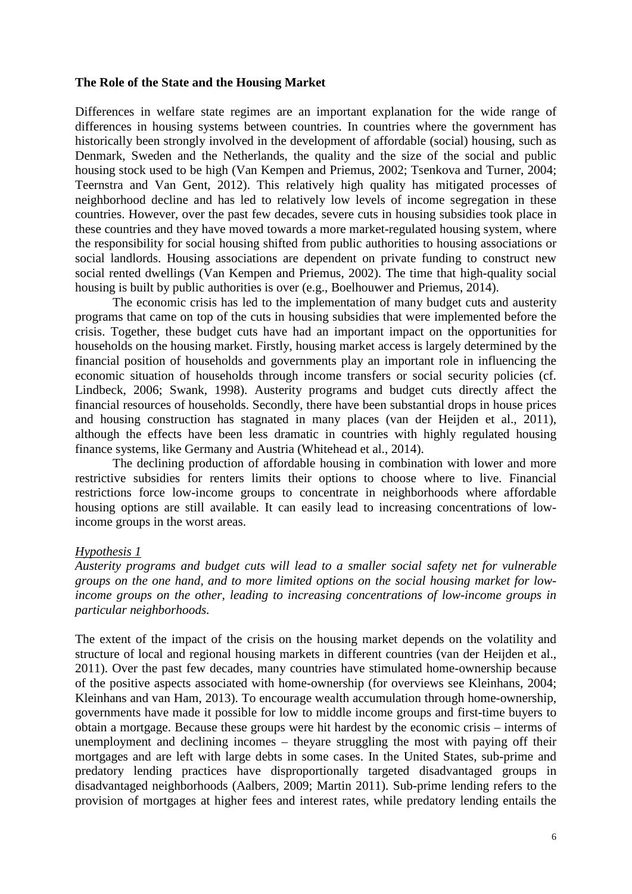**The Role of the State and the Housing Market**

Differences in welfare state regimes are an important explanation for the wide range of differences in housing systems between countries. In countries where the government has historically been strongly involved in the development of affordable (social) housing, such as Denmark, Sweden and the Netherlands, the quality and the size of the social and public housing stock used to be high (Van Kempen and Priemus, 2002; Tsenkova and Turner, 2004; Teernstra and Van Gent, 2012). This relatively high quality has mitigated processes of neighborhood decline and has led to relatively low levels of income segregation in these countries. However, over the past few decades, severe cuts in housing subsidies took place in these countries and they have moved towards a more market-regulated housing system, where the responsibility for social housing shifted from public authorities to housing associations or social landlords. Housing associations are dependent on private funding to construct new social rented dwellings (Van Kempen and Priemus, 2002). The time that high-quality social housing is built by public authorities is over (e.g., Boelhouwer and Priemus, 2014).

The economic crisis has led to the implementation of many budget cuts and austerity programs that came on top of the cuts in housing subsidies that were implemented before the crisis. Together, these budget cuts have had an important impact on the opportunities for households on the housing market. Firstly, housing market access is largely determined by the financial position of households and governments play an important role in influencing the economic situation of households through income transfers or social security policies (cf. Lindbeck, 2006; Swank, 1998). Austerity programs and budget cuts directly affect the financial resources of households. Secondly, there have been substantial drops in house prices and housing construction has stagnated in many places (van der Heijden et al., 2011), although the effects have been less dramatic in countries with highly regulated housing finance systems, like Germany and Austria (Whitehead et al., 2014).

The declining production of affordable housing in combination with lower and more restrictive subsidies for renters limits their options to choose where to live. Financial restrictions force low-income groups to concentrate in neighborhoods where affordable housing options are still available. It can easily lead to increasing concentrations of low-income groups in the worst areas.

*Hypothesis 1*

*Austerity programs and budget cuts will lead to a smaller social safety net for vulnerable groups on the one hand, and to more limited options on the social housing market for low-income groups on the other, leading to increasing concentrations of low-income groups in particular neighborhoods.*

The extent of the impact of the crisis on the housing market depends on the volatility and structure of local and regional housing markets in different countries (van der Heijden et al., 2011). Over the past few decades, many countries have stimulated home-ownership because of the positive aspects associated with home-ownership (for overviews see Kleinhans, 2004; Kleinhans and van Ham, 2013). To encourage wealth accumulation through home-ownership, governments have made it possible for low to middle income groups and first-time buyers to obtain a mortgage. Because these groups were hit hardest by the economic crisis – interms of unemployment and declining incomes – theyare struggling the most with paying off their mortgages and are left with large debts in some cases. In the United States, sub-prime and predatory lending practices have disproportionally targeted disadvantaged groups in disadvantaged neighborhoods (Aalbers, 2009; Martin 2011). Sub-prime lending refers to the provision of mortgages at higher fees and interest rates, while predatory lending entails the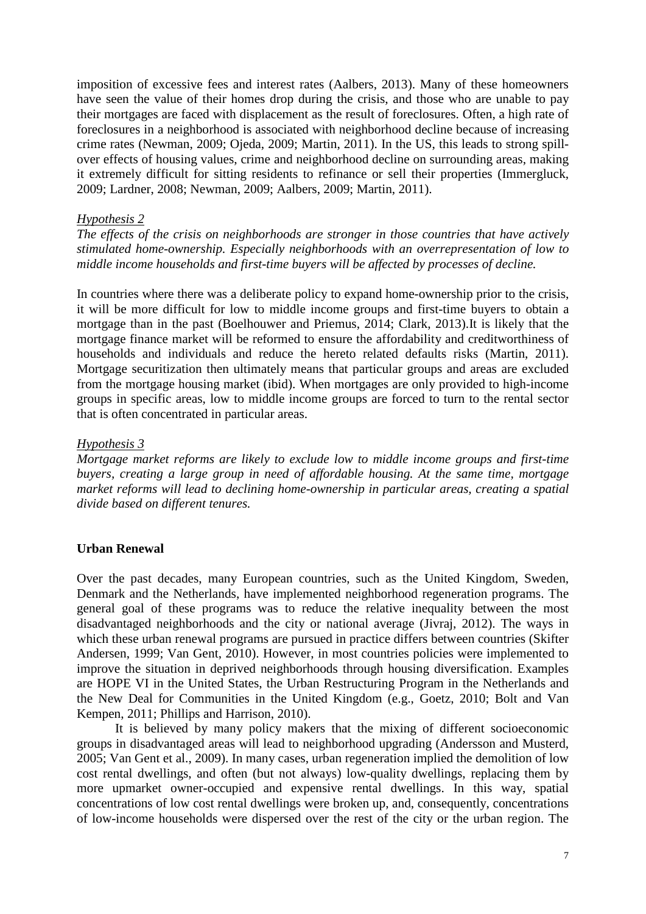imposition of excessive fees and interest rates (Aalbers, 2013). Many of these homeowners have seen the value of their homes drop during the crisis, and those who are unable to pay their mortgages are faced with displacement as the result of foreclosures. Often, a high rate of foreclosures in a neighborhood is associated with neighborhood decline because of increasing crime rates (Newman, 2009; Ojeda, 2009; Martin, 2011). In the US, this leads to strong spill-over effects of housing values, crime and neighborhood decline on surrounding areas, making it extremely difficult for sitting residents to refinance or sell their properties (Immergluck, 2009; Lardner, 2008; Newman, 2009; Aalbers, 2009; Martin, 2011).

*Hypothesis 2*

*The effects of the crisis on neighborhoods are stronger in those countries that have actively stimulated home-ownership. Especially neighborhoods with an overrepresentation of low to middle income households and first-time buyers will be affected by processes of decline.*

In countries where there was a deliberate policy to expand home-ownership prior to the crisis, it will be more difficult for low to middle income groups and first-time buyers to obtain a mortgage than in the past (Boelhouwer and Priemus, 2014; Clark, 2013).It is likely that the mortgage finance market will be reformed to ensure the affordability and creditworthiness of households and individuals and reduce the hereto related defaults risks (Martin, 2011). Mortgage securitization then ultimately means that particular groups and areas are excluded from the mortgage housing market (ibid). When mortgages are only provided to high-income groups in specific areas, low to middle income groups are forced to turn to the rental sector that is often concentrated in particular areas.

*Hypothesis 3*

*Mortgage market reforms are likely to exclude low to middle income groups and first-time buyers, creating a large group in need of affordable housing. At the same time, mortgage market reforms will lead to declining home-ownership in particular areas, creating a spatial divide based on different tenures.*

## Urban Renewal

Over the past decades, many European countries, such as the United Kingdom, Sweden, Denmark and the Netherlands, have implemented neighborhood regeneration programs. The general goal of these programs was to reduce the relative inequality between the most disadvantaged neighborhoods and the city or national average (Jivraj, 2012). The ways in which these urban renewal programs are pursued in practice differs between countries (Skifter Andersen, 1999; Van Gent, 2010). However, in most countries policies were implemented to improve the situation in deprived neighborhoods through housing diversification. Examples are HOPE VI in the United States, the Urban Restructuring Program in the Netherlands and the New Deal for Communities in the United Kingdom (e.g., Goetz, 2010; Bolt and Van Kempen, 2011; Phillips and Harrison, 2010).

It is believed by many policy makers that the mixing of different socioeconomic groups in disadvantaged areas will lead to neighborhood upgrading (Andersson and Musterd, 2005; Van Gent et al., 2009). In many cases, urban regeneration implied the demolition of low cost rental dwellings, and often (but not always) low-quality dwellings, replacing them by more upmarket owner-occupied and expensive rental dwellings. In this way, spatial concentrations of low cost rental dwellings were broken up, and, consequently, concentrations of low-income households were dispersed over the rest of the city or the urban region. The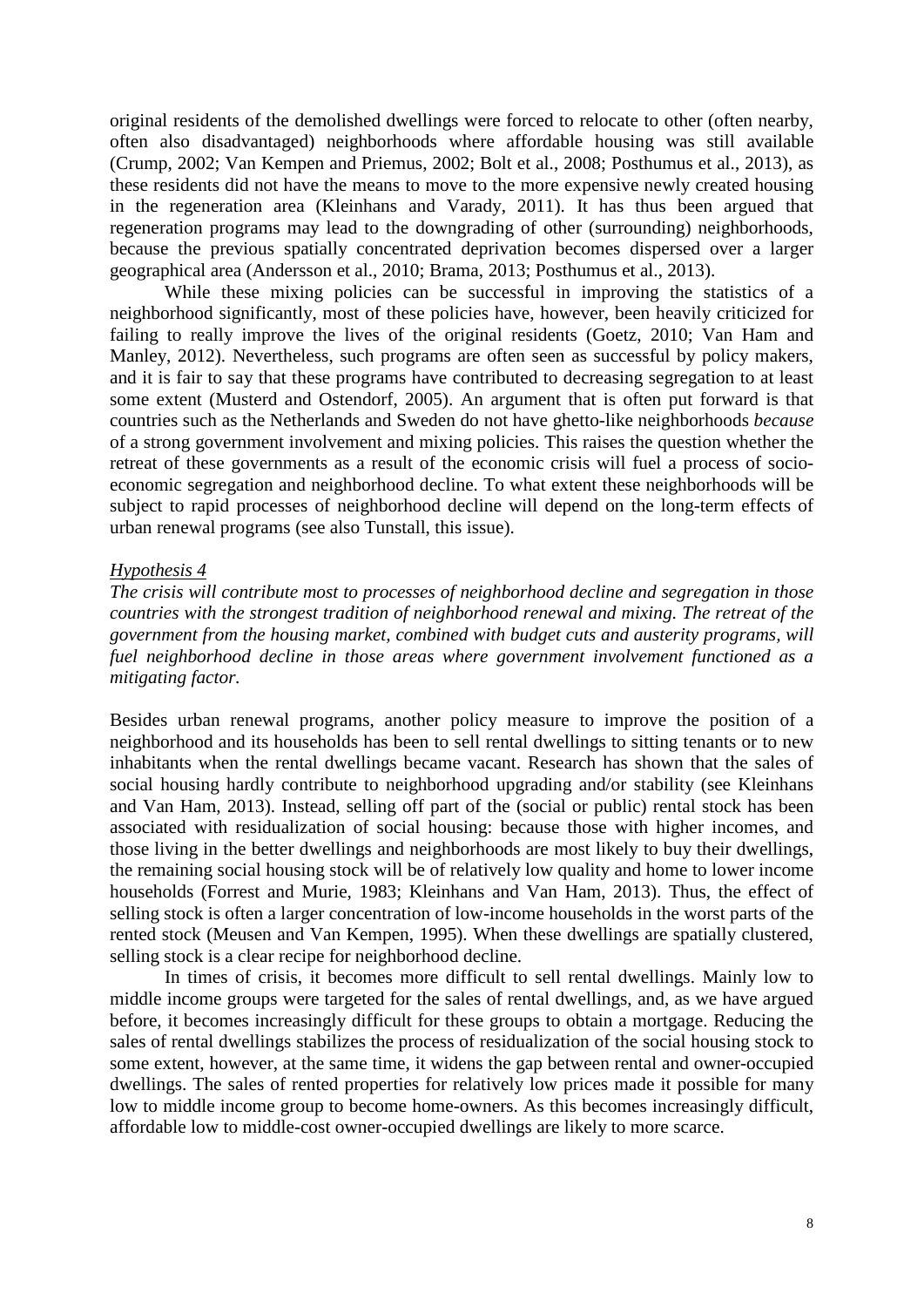original residents of the demolished dwellings were forced to relocate to other (often nearby, often also disadvantaged) neighborhoods where affordable housing was still available (Crump, 2002; Van Kempen and Priemus, 2002; Bolt et al., 2008; Posthumus et al., 2013), as these residents did not have the means to move to the more expensive newly created housing in the regeneration area (Kleinhans and Varady, 2011). It has thus been argued that regeneration programs may lead to the downgrading of other (surrounding) neighborhoods, because the previous spatially concentrated deprivation becomes dispersed over a larger geographical area (Andersson et al., 2010; Brama, 2013; Posthumus et al., 2013).

While these mixing policies can be successful in improving the statistics of a neighborhood significantly, most of these policies have, however, been heavily criticized for failing to really improve the lives of the original residents (Goetz, 2010; Van Ham and Manley, 2012). Nevertheless, such programs are often seen as successful by policy makers, and it is fair to say that these programs have contributed to decreasing segregation to at least some extent (Musterd and Ostendorf, 2005). An argument that is often put forward is that countries such as the Netherlands and Sweden do not have ghetto-like neighborhoods *because* of a strong government involvement and mixing policies. This raises the question whether the retreat of these governments as a result of the economic crisis will fuel a process of socio-economic segregation and neighborhood decline. To what extent these neighborhoods will be subject to rapid processes of neighborhood decline will depend on the long-term effects of urban renewal programs (see also Tunstall, this issue).

*Hypothesis 4*

*The crisis will contribute most to processes of neighborhood decline and segregation in those countries with the strongest tradition of neighborhood renewal and mixing. The retreat of the government from the housing market, combined with budget cuts and austerity programs, will fuel neighborhood decline in those areas where government involvement functioned as a mitigating factor.*

Besides urban renewal programs, another policy measure to improve the position of a neighborhood and its households has been to sell rental dwellings to sitting tenants or to new inhabitants when the rental dwellings became vacant. Research has shown that the sales of social housing hardly contribute to neighborhood upgrading and/or stability (see Kleinhans and Van Ham, 2013). Instead, selling off part of the (social or public) rental stock has been associated with residualization of social housing: because those with higher incomes, and those living in the better dwellings and neighborhoods are most likely to buy their dwellings, the remaining social housing stock will be of relatively low quality and home to lower income households (Forrest and Murie, 1983; Kleinhans and Van Ham, 2013). Thus, the effect of selling stock is often a larger concentration of low-income households in the worst parts of the rented stock (Meusen and Van Kempen, 1995). When these dwellings are spatially clustered, selling stock is a clear recipe for neighborhood decline.

In times of crisis, it becomes more difficult to sell rental dwellings. Mainly low to middle income groups were targeted for the sales of rental dwellings, and, as we have argued before, it becomes increasingly difficult for these groups to obtain a mortgage. Reducing the sales of rental dwellings stabilizes the process of residualization of the social housing stock to some extent, however, at the same time, it widens the gap between rental and owner-occupied dwellings. The sales of rented properties for relatively low prices made it possible for many low to middle income group to become home-owners. As this becomes increasingly difficult, affordable low to middle-cost owner-occupied dwellings are likely to more scarce.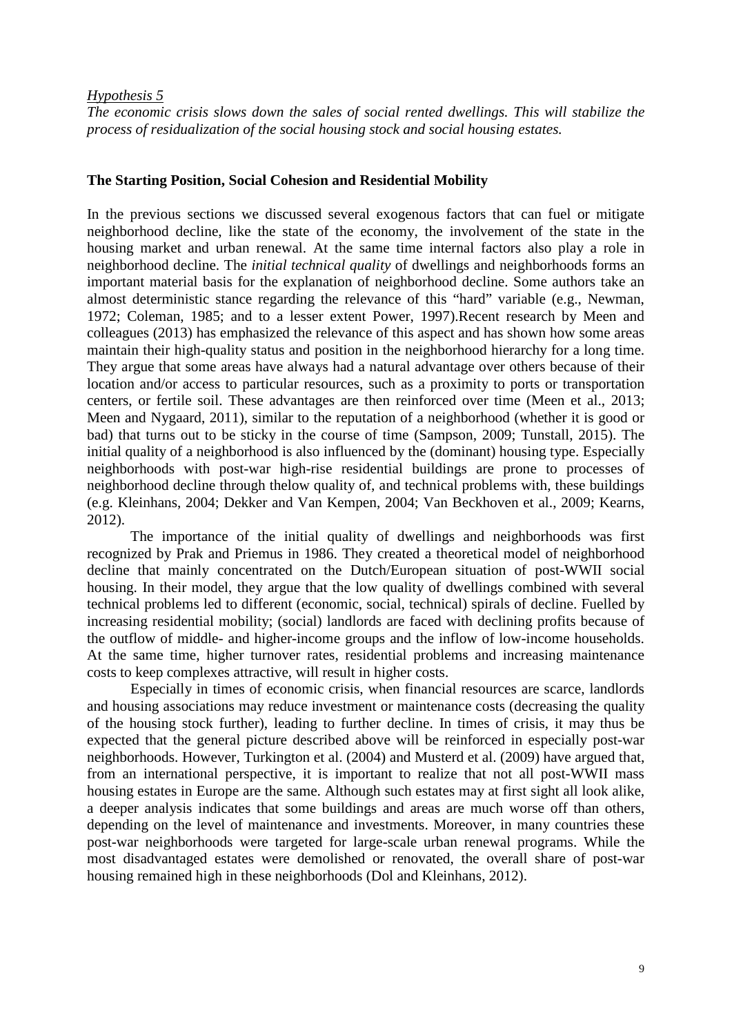*Hypothesis 5*

*The economic crisis slows down the sales of social rented dwellings. This will stabilize the process of residualization of the social housing stock and social housing estates.*

## The Starting Position, Social Cohesion and Residential Mobility

In the previous sections we discussed several exogenous factors that can fuel or mitigate neighborhood decline, like the state of the economy, the involvement of the state in the housing market and urban renewal. At the same time internal factors also play a role in neighborhood decline. The *initial technical quality* of dwellings and neighborhoods forms an important material basis for the explanation of neighborhood decline. Some authors take an almost deterministic stance regarding the relevance of this "hard" variable (e.g., Newman, 1972; Coleman, 1985; and to a lesser extent Power, 1997).Recent research by Meen and colleagues (2013) has emphasized the relevance of this aspect and has shown how some areas maintain their high-quality status and position in the neighborhood hierarchy for a long time. They argue that some areas have always had a natural advantage over others because of their location and/or access to particular resources, such as a proximity to ports or transportation centers, or fertile soil. These advantages are then reinforced over time (Meen et al., 2013; Meen and Nygaard, 2011), similar to the reputation of a neighborhood (whether it is good or bad) that turns out to be sticky in the course of time (Sampson, 2009; Tunstall, 2015). The initial quality of a neighborhood is also influenced by the (dominant) housing type. Especially neighborhoods with post-war high-rise residential buildings are prone to processes of neighborhood decline through thelow quality of, and technical problems with, these buildings (e.g. Kleinhans, 2004; Dekker and Van Kempen, 2004; Van Beckhoven et al., 2009; Kearns, 2012).

The importance of the initial quality of dwellings and neighborhoods was first recognized by Prak and Priemus in 1986. They created a theoretical model of neighborhood decline that mainly concentrated on the Dutch/European situation of post-WWII social housing. In their model, they argue that the low quality of dwellings combined with several technical problems led to different (economic, social, technical) spirals of decline. Fuelled by increasing residential mobility; (social) landlords are faced with declining profits because of the outflow of middle- and higher-income groups and the inflow of low-income households. At the same time, higher turnover rates, residential problems and increasing maintenance costs to keep complexes attractive, will result in higher costs.

Especially in times of economic crisis, when financial resources are scarce, landlords and housing associations may reduce investment or maintenance costs (decreasing the quality of the housing stock further), leading to further decline. In times of crisis, it may thus be expected that the general picture described above will be reinforced in especially post-war neighborhoods. However, Turkington et al. (2004) and Musterd et al. (2009) have argued that, from an international perspective, it is important to realize that not all post-WWII mass housing estates in Europe are the same. Although such estates may at first sight all look alike, a deeper analysis indicates that some buildings and areas are much worse off than others, depending on the level of maintenance and investments. Moreover, in many countries these post-war neighborhoods were targeted for large-scale urban renewal programs. While the most disadvantaged estates were demolished or renovated, the overall share of post-war housing remained high in these neighborhoods (Dol and Kleinhans, 2012).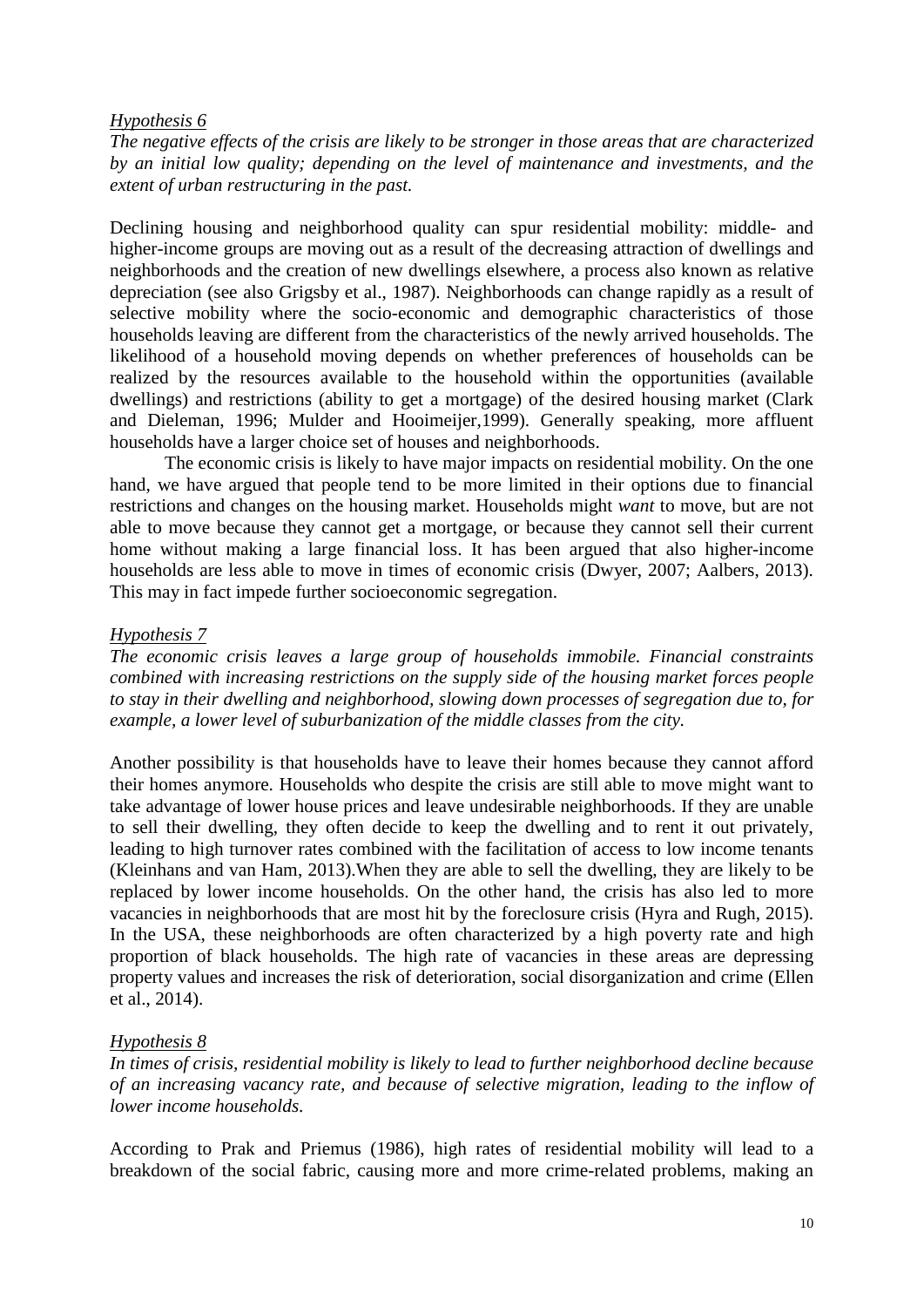*Hypothesis 6*

*The negative effects of the crisis are likely to be stronger in those areas that are characterized by an initial low quality; depending on the level of maintenance and investments, and the extent of urban restructuring in the past.*

Declining housing and neighborhood quality can spur residential mobility: middle- and higher-income groups are moving out as a result of the decreasing attraction of dwellings and neighborhoods and the creation of new dwellings elsewhere, a process also known as relative depreciation (see also Grigsby et al., 1987). Neighborhoods can change rapidly as a result of selective mobility where the socio-economic and demographic characteristics of those households leaving are different from the characteristics of the newly arrived households. The likelihood of a household moving depends on whether preferences of households can be realized by the resources available to the household within the opportunities (available dwellings) and restrictions (ability to get a mortgage) of the desired housing market (Clark and Dieleman, 1996; Mulder and Hooimeijer,1999). Generally speaking, more affluent households have a larger choice set of houses and neighborhoods.

The economic crisis is likely to have major impacts on residential mobility. On the one hand, we have argued that people tend to be more limited in their options due to financial restrictions and changes on the housing market. Households might *want* to move, but are not able to move because they cannot get a mortgage, or because they cannot sell their current home without making a large financial loss. It has been argued that also higher-income households are less able to move in times of economic crisis (Dwyer, 2007; Aalbers, 2013). This may in fact impede further socioeconomic segregation.

*Hypothesis 7*

*The economic crisis leaves a large group of households immobile. Financial constraints combined with increasing restrictions on the supply side of the housing market forces people to stay in their dwelling and neighborhood, slowing down processes of segregation due to, for example, a lower level of suburbanization of the middle classes from the city.*

Another possibility is that households have to leave their homes because they cannot afford their homes anymore. Households who despite the crisis are still able to move might want to take advantage of lower house prices and leave undesirable neighborhoods. If they are unable to sell their dwelling, they often decide to keep the dwelling and to rent it out privately, leading to high turnover rates combined with the facilitation of access to low income tenants (Kleinhans and van Ham, 2013).When they are able to sell the dwelling, they are likely to be replaced by lower income households. On the other hand, the crisis has also led to more vacancies in neighborhoods that are most hit by the foreclosure crisis (Hyra and Rugh, 2015). In the USA, these neighborhoods are often characterized by a high poverty rate and high proportion of black households. The high rate of vacancies in these areas are depressing property values and increases the risk of deterioration, social disorganization and crime (Ellen et al., 2014).

*Hypothesis 8*

*In times of crisis, residential mobility is likely to lead to further neighborhood decline because of an increasing vacancy rate, and because of selective migration, leading to the inflow of lower income households.*

According to Prak and Priemus (1986), high rates of residential mobility will lead to a breakdown of the social fabric, causing more and more crime-related problems, making an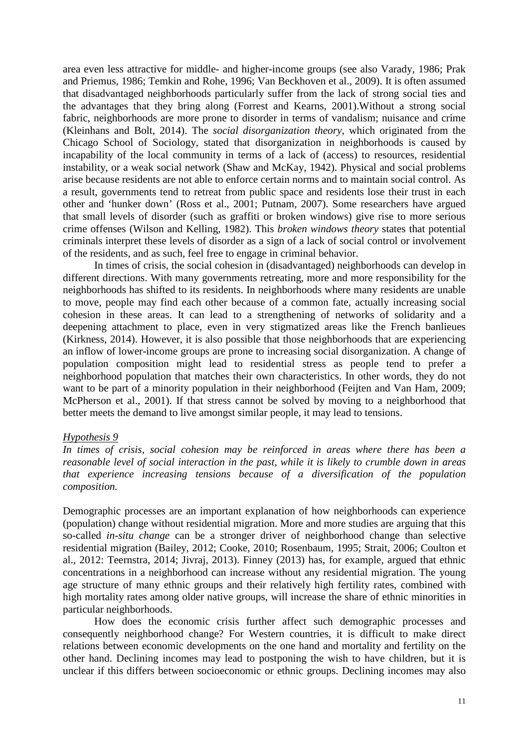area even less attractive for middle- and higher-income groups (see also Varady, 1986; Prak and Priemus, 1986; Temkin and Rohe, 1996; Van Beckhoven et al., 2009). It is often assumed that disadvantaged neighborhoods particularly suffer from the lack of strong social ties and the advantages that they bring along (Forrest and Kearns, 2001).Without a strong social fabric, neighborhoods are more prone to disorder in terms of vandalism; nuisance and crime (Kleinhans and Bolt, 2014). The *social disorganization theory*, which originated from the Chicago School of Sociology, stated that disorganization in neighborhoods is caused by incapability of the local community in terms of a lack of (access) to resources, residential instability, or a weak social network (Shaw and McKay, 1942). Physical and social problems arise because residents are not able to enforce certain norms and to maintain social control. As a result, governments tend to retreat from public space and residents lose their trust in each other and 'hunker down' (Ross et al., 2001; Putnam, 2007). Some researchers have argued that small levels of disorder (such as graffiti or broken windows) give rise to more serious crime offenses (Wilson and Kelling, 1982). This *broken windows theory* states that potential criminals interpret these levels of disorder as a sign of a lack of social control or involvement of the residents, and as such, feel free to engage in criminal behavior.

In times of crisis, the social cohesion in (disadvantaged) neighborhoods can develop in different directions. With many governments retreating, more and more responsibility for the neighborhoods has shifted to its residents. In neighborhoods where many residents are unable to move, people may find each other because of a common fate, actually increasing social cohesion in these areas. It can lead to a strengthening of networks of solidarity and a deepening attachment to place, even in very stigmatized areas like the French banlieues (Kirkness, 2014). However, it is also possible that those neighborhoods that are experiencing an inflow of lower-income groups are prone to increasing social disorganization. A change of population composition might lead to residential stress as people tend to prefer a neighborhood population that matches their own characteristics. In other words, they do not want to be part of a minority population in their neighborhood (Feijten and Van Ham, 2009; McPherson et al., 2001). If that stress cannot be solved by moving to a neighborhood that better meets the demand to live amongst similar people, it may lead to tensions.

*Hypothesis 9*

*In times of crisis, social cohesion may be reinforced in areas where there has been a reasonable level of social interaction in the past, while it is likely to crumble down in areas that experience increasing tensions because of a diversification of the population composition.*

Demographic processes are an important explanation of how neighborhoods can experience (population) change without residential migration. More and more studies are arguing that this so-called *in-situ change* can be a stronger driver of neighborhood change than selective residential migration (Bailey, 2012; Cooke, 2010; Rosenbaum, 1995; Strait, 2006; Coulton et al., 2012: Teernstra, 2014; Jivraj, 2013). Finney (2013) has, for example, argued that ethnic concentrations in a neighborhood can increase without any residential migration. The young age structure of many ethnic groups and their relatively high fertility rates, combined with high mortality rates among older native groups, will increase the share of ethnic minorities in particular neighborhoods.

How does the economic crisis further affect such demographic processes and consequently neighborhood change? For Western countries, it is difficult to make direct relations between economic developments on the one hand and mortality and fertility on the other hand. Declining incomes may lead to postponing the wish to have children, but it is unclear if this differs between socioeconomic or ethnic groups. Declining incomes may also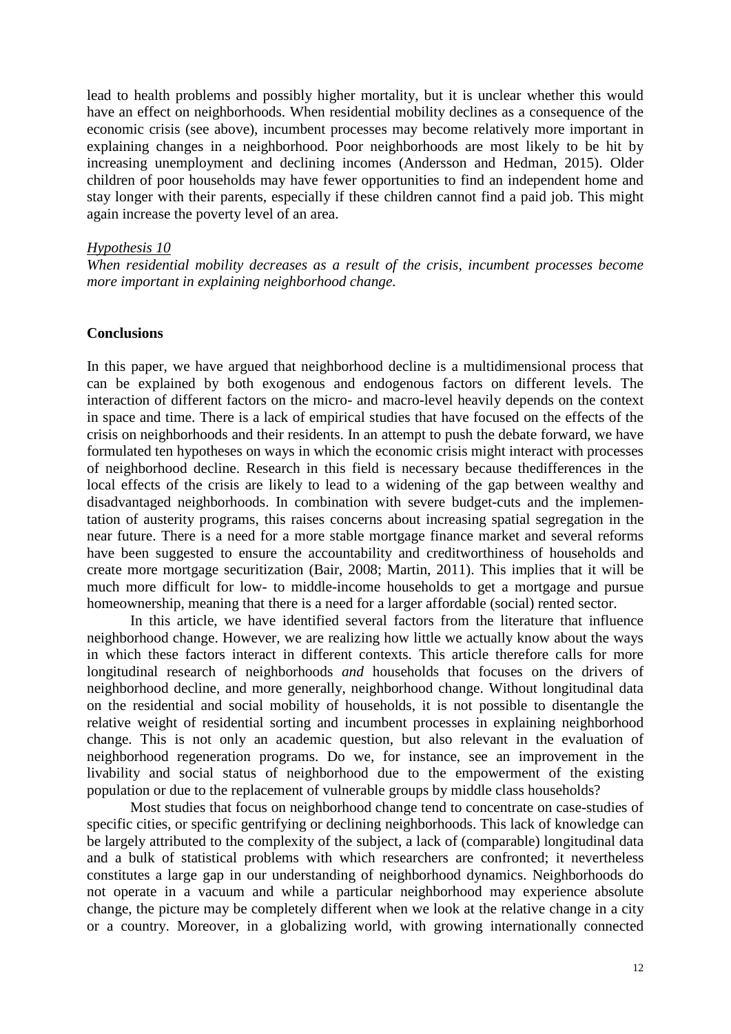lead to health problems and possibly higher mortality, but it is unclear whether this would have an effect on neighborhoods. When residential mobility declines as a consequence of the economic crisis (see above), incumbent processes may become relatively more important in explaining changes in a neighborhood. Poor neighborhoods are most likely to be hit by increasing unemployment and declining incomes (Andersson and Hedman, 2015). Older children of poor households may have fewer opportunities to find an independent home and stay longer with their parents, especially if these children cannot find a paid job. This might again increase the poverty level of an area.

*Hypothesis 10*

*When residential mobility decreases as a result of the crisis, incumbent processes become more important in explaining neighborhood change.*

## Conclusions

In this paper, we have argued that neighborhood decline is a multidimensional process that can be explained by both exogenous and endogenous factors on different levels. The interaction of different factors on the micro- and macro-level heavily depends on the context in space and time. There is a lack of empirical studies that have focused on the effects of the crisis on neighborhoods and their residents. In an attempt to push the debate forward, we have formulated ten hypotheses on ways in which the economic crisis might interact with processes of neighborhood decline. Research in this field is necessary because thedifferences in the local effects of the crisis are likely to lead to a widening of the gap between wealthy and disadvantaged neighborhoods. In combination with severe budget-cuts and the implementation of austerity programs, this raises concerns about increasing spatial segregation in the near future. There is a need for a more stable mortgage finance market and several reforms have been suggested to ensure the accountability and creditworthiness of households and create more mortgage securitization (Bair, 2008; Martin, 2011). This implies that it will be much more difficult for low- to middle-income households to get a mortgage and pursue homeownership, meaning that there is a need for a larger affordable (social) rented sector.

In this article, we have identified several factors from the literature that influence neighborhood change. However, we are realizing how little we actually know about the ways in which these factors interact in different contexts. This article therefore calls for more longitudinal research of neighborhoods *and* households that focuses on the drivers of neighborhood decline, and more generally, neighborhood change. Without longitudinal data on the residential and social mobility of households, it is not possible to disentangle the relative weight of residential sorting and incumbent processes in explaining neighborhood change. This is not only an academic question, but also relevant in the evaluation of neighborhood regeneration programs. Do we, for instance, see an improvement in the livability and social status of neighborhood due to the empowerment of the existing population or due to the replacement of vulnerable groups by middle class households?

Most studies that focus on neighborhood change tend to concentrate on case-studies of specific cities, or specific gentrifying or declining neighborhoods. This lack of knowledge can be largely attributed to the complexity of the subject, a lack of (comparable) longitudinal data and a bulk of statistical problems with which researchers are confronted; it nevertheless constitutes a large gap in our understanding of neighborhood dynamics. Neighborhoods do not operate in a vacuum and while a particular neighborhood may experience absolute change, the picture may be completely different when we look at the relative change in a city or a country. Moreover, in a globalizing world, with growing internationally connected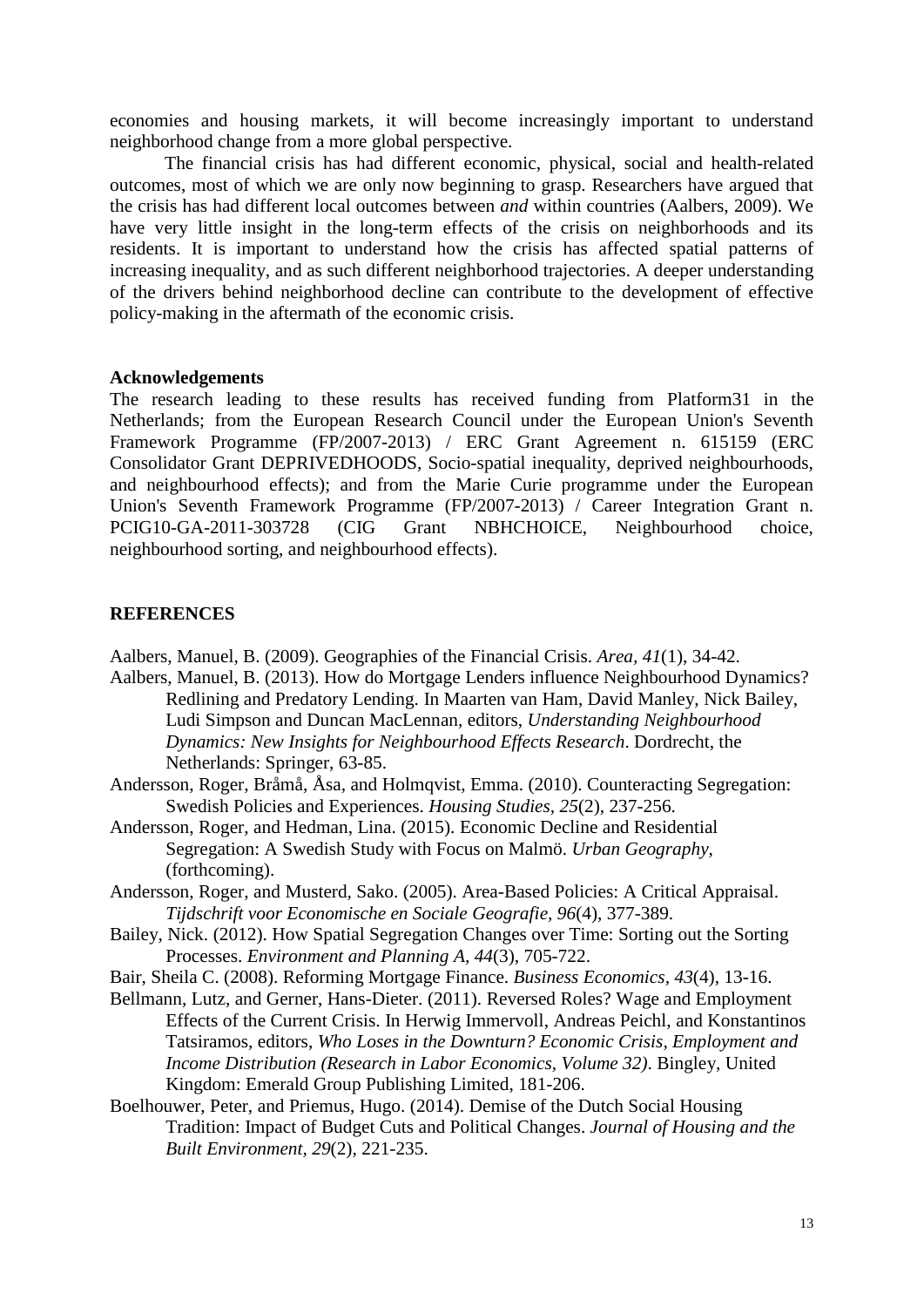economies and housing markets, it will become increasingly important to understand neighborhood change from a more global perspective.

The financial crisis has had different economic, physical, social and health-related outcomes, most of which we are only now beginning to grasp. Researchers have argued that the crisis has had different local outcomes between *and* within countries (Aalbers, 2009). We have very little insight in the long-term effects of the crisis on neighborhoods and its residents. It is important to understand how the crisis has affected spatial patterns of increasing inequality, and as such different neighborhood trajectories. A deeper understanding of the drivers behind neighborhood decline can contribute to the development of effective policy-making in the aftermath of the economic crisis.

**Acknowledgements**

The research leading to these results has received funding from Platform31 in the Netherlands; from the European Research Council under the European Union's Seventh Framework Programme (FP/2007-2013) / ERC Grant Agreement n. 615159 (ERC Consolidator Grant DEPRIVEDHOODS, Socio-spatial inequality, deprived neighbourhoods, and neighbourhood effects); and from the Marie Curie programme under the European Union's Seventh Framework Programme (FP/2007-2013) / Career Integration Grant n. PCIG10-GA-2011-303728 (CIG Grant NBHCHOICE, Neighbourhood choice, neighbourhood sorting, and neighbourhood effects).

## REFERENCES

Aalbers, Manuel, B. (2009). Geographies of the Financial Crisis. *Area, 41*(1), 34-42.

Aalbers, Manuel, B. (2013). How do Mortgage Lenders influence Neighbourhood Dynamics? Redlining and Predatory Lending. In Maarten van Ham, David Manley, Nick Bailey, Ludi Simpson and Duncan MacLennan, editors, *Understanding Neighbourhood Dynamics: New Insights for Neighbourhood Effects Research*. Dordrecht, the Netherlands: Springer, 63-85.

Andersson, Roger, Bråmå, Åsa, and Holmqvist, Emma. (2010). Counteracting Segregation: Swedish Policies and Experiences. *Housing Studies, 25*(2), 237-256.

Andersson, Roger, and Hedman, Lina. (2015). Economic Decline and Residential Segregation: A Swedish Study with Focus on Malmö. *Urban Geography*, (forthcoming).

Andersson, Roger, and Musterd, Sako. (2005). Area-Based Policies: A Critical Appraisal. *Tijdschrift voor Economische en Sociale Geografie, 96*(4), 377-389.

Bailey, Nick. (2012). How Spatial Segregation Changes over Time: Sorting out the Sorting Processes. *Environment and Planning A, 44*(3), 705-722.

Bair, Sheila C. (2008). Reforming Mortgage Finance. *Business Economics, 43*(4), 13-16.

Bellmann, Lutz, and Gerner, Hans-Dieter. (2011). Reversed Roles? Wage and Employment Effects of the Current Crisis. In Herwig Immervoll, Andreas Peichl, and Konstantinos Tatsiramos, editors, *Who Loses in the Downturn? Economic Crisis, Employment and Income Distribution (Research in Labor Economics, Volume 32)*. Bingley, United Kingdom: Emerald Group Publishing Limited, 181-206.

Boelhouwer, Peter, and Priemus, Hugo. (2014). Demise of the Dutch Social Housing Tradition: Impact of Budget Cuts and Political Changes. *Journal of Housing and the Built Environment, 29*(2), 221-235.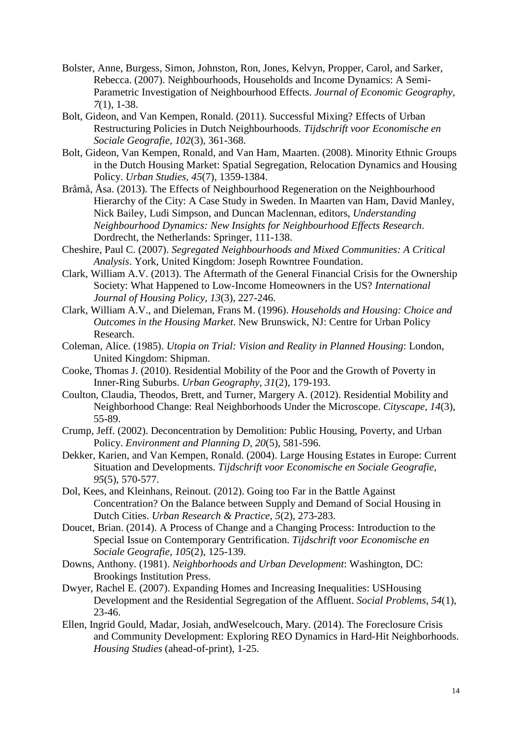Bolster, Anne, Burgess, Simon, Johnston, Ron, Jones, Kelvyn, Propper, Carol, and Sarker, Rebecca. (2007). Neighbourhoods, Households and Income Dynamics: A Semi-Parametric Investigation of Neighbourhood Effects. *Journal of Economic Geography, 7*(1), 1-38.

Bolt, Gideon, and Van Kempen, Ronald. (2011). Successful Mixing? Effects of Urban Restructuring Policies in Dutch Neighbourhoods. *Tijdschrift voor Economische en Sociale Geografie, 102*(3), 361-368.

Bolt, Gideon, Van Kempen, Ronald, and Van Ham, Maarten. (2008). Minority Ethnic Groups in the Dutch Housing Market: Spatial Segregation, Relocation Dynamics and Housing Policy. *Urban Studies, 45*(7), 1359-1384.

Bråmå, Åsa. (2013). The Effects of Neighbourhood Regeneration on the Neighbourhood Hierarchy of the City: A Case Study in Sweden. In Maarten van Ham, David Manley, Nick Bailey, Ludi Simpson, and Duncan Maclennan, editors, *Understanding Neighbourhood Dynamics: New Insights for Neighbourhood Effects Research*. Dordrecht, the Netherlands: Springer, 111-138.

Cheshire, Paul C. (2007). *Segregated Neighbourhoods and Mixed Communities: A Critical Analysis*. York, United Kingdom: Joseph Rowntree Foundation.

Clark, William A.V. (2013). The Aftermath of the General Financial Crisis for the Ownership Society: What Happened to Low-Income Homeowners in the US? *International Journal of Housing Policy, 13*(3), 227-246.

Clark, William A.V., and Dieleman, Frans M. (1996). *Households and Housing: Choice and Outcomes in the Housing Market*. New Brunswick, NJ: Centre for Urban Policy Research.

Coleman, Alice. (1985). *Utopia on Trial: Vision and Reality in Planned Housing*: London, United Kingdom: Shipman.

Cooke, Thomas J. (2010). Residential Mobility of the Poor and the Growth of Poverty in Inner-Ring Suburbs. *Urban Geography, 31*(2), 179-193.

Coulton, Claudia, Theodos, Brett, and Turner, Margery A. (2012). Residential Mobility and Neighborhood Change: Real Neighborhoods Under the Microscope. *Cityscape, 14*(3), 55-89.

Crump, Jeff. (2002). Deconcentration by Demolition: Public Housing, Poverty, and Urban Policy. *Environment and Planning D, 20*(5), 581-596.

Dekker, Karien, and Van Kempen, Ronald. (2004). Large Housing Estates in Europe: Current Situation and Developments. *Tijdschrift voor Economische en Sociale Geografie, 95*(5), 570-577.

Dol, Kees, and Kleinhans, Reinout. (2012). Going too Far in the Battle Against Concentration? On the Balance between Supply and Demand of Social Housing in Dutch Cities. *Urban Research & Practice, 5*(2), 273-283.

Doucet, Brian. (2014). A Process of Change and a Changing Process: Introduction to the Special Issue on Contemporary Gentrification. *Tijdschrift voor Economische en Sociale Geografie, 105*(2), 125-139.

Downs, Anthony. (1981). *Neighborhoods and Urban Development*: Washington, DC: Brookings Institution Press.

Dwyer, Rachel E. (2007). Expanding Homes and Increasing Inequalities: USHousing Development and the Residential Segregation of the Affluent. *Social Problems, 54*(1), 23-46.

Ellen, Ingrid Gould, Madar, Josiah, andWeselcouch, Mary. (2014). The Foreclosure Crisis and Community Development: Exploring REO Dynamics in Hard-Hit Neighborhoods. *Housing Studies* (ahead-of-print), 1-25.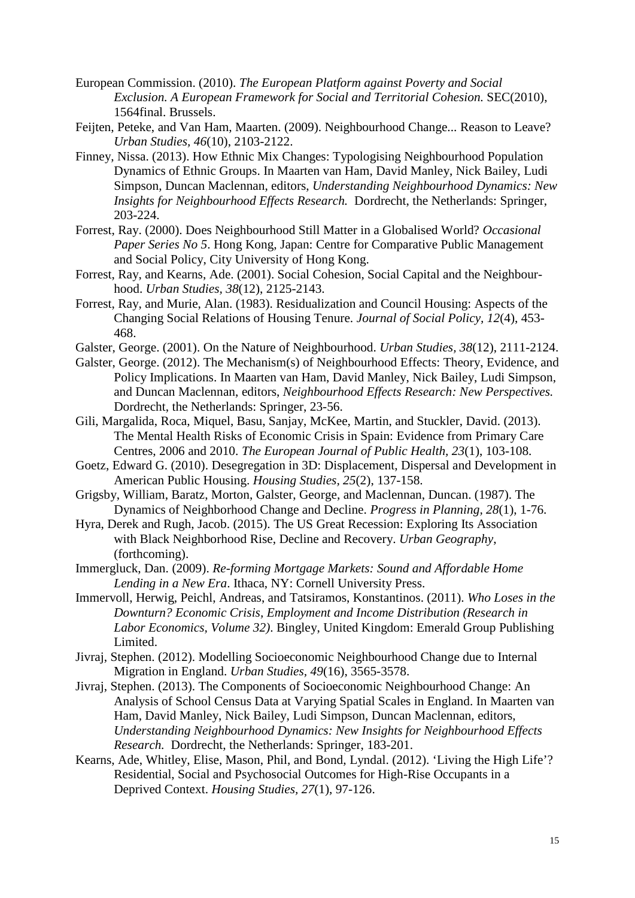European Commission. (2010). *The European Platform against Poverty and Social Exclusion. A European Framework for Social and Territorial Cohesion.* SEC(2010), 1564final. Brussels.

Feijten, Peteke, and Van Ham, Maarten. (2009). Neighbourhood Change... Reason to Leave? *Urban Studies, 46*(10), 2103-2122.

Finney, Nissa. (2013). How Ethnic Mix Changes: Typologising Neighbourhood Population Dynamics of Ethnic Groups. In Maarten van Ham, David Manley, Nick Bailey, Ludi Simpson, Duncan Maclennan, editors, *Understanding Neighbourhood Dynamics: New Insights for Neighbourhood Effects Research.* Dordrecht, the Netherlands: Springer, 203-224.

Forrest, Ray. (2000). Does Neighbourhood Still Matter in a Globalised World? *Occasional Paper Series No 5*. Hong Kong, Japan: Centre for Comparative Public Management and Social Policy, City University of Hong Kong.

Forrest, Ray, and Kearns, Ade. (2001). Social Cohesion, Social Capital and the Neighbourhood. *Urban Studies, 38*(12), 2125-2143.

Forrest, Ray, and Murie, Alan. (1983). Residualization and Council Housing: Aspects of the Changing Social Relations of Housing Tenure. *Journal of Social Policy, 12*(4), 453-468.

Galster, George. (2001). On the Nature of Neighbourhood. *Urban Studies, 38*(12), 2111-2124.

Galster, George. (2012). The Mechanism(s) of Neighbourhood Effects: Theory, Evidence, and Policy Implications. In Maarten van Ham, David Manley, Nick Bailey, Ludi Simpson, and Duncan Maclennan, editors, *Neighbourhood Effects Research: New Perspectives.* Dordrecht, the Netherlands: Springer, 23-56.

Gili, Margalida, Roca, Miquel, Basu, Sanjay, McKee, Martin, and Stuckler, David. (2013). The Mental Health Risks of Economic Crisis in Spain: Evidence from Primary Care Centres, 2006 and 2010. *The European Journal of Public Health, 23*(1), 103-108.

Goetz, Edward G. (2010). Desegregation in 3D: Displacement, Dispersal and Development in American Public Housing. *Housing Studies, 25*(2), 137-158.

Grigsby, William, Baratz, Morton, Galster, George, and Maclennan, Duncan. (1987). The Dynamics of Neighborhood Change and Decline. *Progress in Planning, 28*(1), 1-76.

Hyra, Derek and Rugh, Jacob. (2015). The US Great Recession: Exploring Its Association with Black Neighborhood Rise, Decline and Recovery. *Urban Geography*, (forthcoming).

Immergluck, Dan. (2009). *Re-forming Mortgage Markets: Sound and Affordable Home Lending in a New Era*. Ithaca, NY: Cornell University Press.

Immervoll, Herwig, Peichl, Andreas, and Tatsiramos, Konstantinos. (2011). *Who Loses in the Downturn? Economic Crisis, Employment and Income Distribution (Research in Labor Economics, Volume 32)*. Bingley, United Kingdom: Emerald Group Publishing Limited.

Jivraj, Stephen. (2012). Modelling Socioeconomic Neighbourhood Change due to Internal Migration in England. *Urban Studies, 49*(16), 3565-3578.

Jivraj, Stephen. (2013). The Components of Socioeconomic Neighbourhood Change: An Analysis of School Census Data at Varying Spatial Scales in England. In Maarten van Ham, David Manley, Nick Bailey, Ludi Simpson, Duncan Maclennan, editors, *Understanding Neighbourhood Dynamics: New Insights for Neighbourhood Effects Research.* Dordrecht, the Netherlands: Springer, 183-201.

Kearns, Ade, Whitley, Elise, Mason, Phil, and Bond, Lyndal. (2012). 'Living the High Life'? Residential, Social and Psychosocial Outcomes for High-Rise Occupants in a Deprived Context. *Housing Studies, 27*(1), 97-126.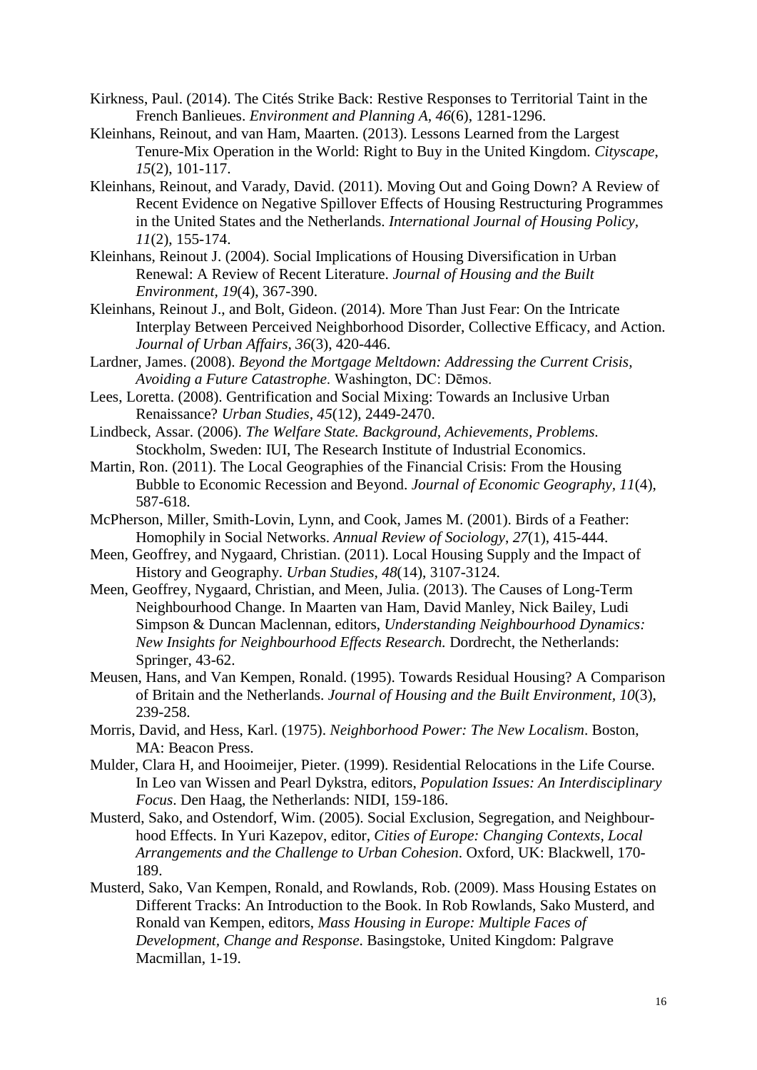Kirkness, Paul. (2014). The Cités Strike Back: Restive Responses to Territorial Taint in the French Banlieues. *Environment and Planning A, 46*(6), 1281-1296.

Kleinhans, Reinout, and van Ham, Maarten. (2013). Lessons Learned from the Largest Tenure-Mix Operation in the World: Right to Buy in the United Kingdom. *Cityscape, 15*(2), 101-117.

Kleinhans, Reinout, and Varady, David. (2011). Moving Out and Going Down? A Review of Recent Evidence on Negative Spillover Effects of Housing Restructuring Programmes in the United States and the Netherlands. *International Journal of Housing Policy, 11*(2), 155-174.

Kleinhans, Reinout J. (2004). Social Implications of Housing Diversification in Urban Renewal: A Review of Recent Literature. *Journal of Housing and the Built Environment, 19*(4), 367-390.

Kleinhans, Reinout J., and Bolt, Gideon. (2014). More Than Just Fear: On the Intricate Interplay Between Perceived Neighborhood Disorder, Collective Efficacy, and Action. *Journal of Urban Affairs, 36*(3), 420-446.

Lardner, James. (2008). *Beyond the Mortgage Meltdown: Addressing the Current Crisis, Avoiding a Future Catastrophe*. Washington, DC: Dēmos.

Lees, Loretta. (2008). Gentrification and Social Mixing: Towards an Inclusive Urban Renaissance? *Urban Studies, 45*(12), 2449-2470.

Lindbeck, Assar. (2006). *The Welfare State. Background, Achievements, Problems.* Stockholm, Sweden: IUI, The Research Institute of Industrial Economics.

Martin, Ron. (2011). The Local Geographies of the Financial Crisis: From the Housing Bubble to Economic Recession and Beyond. *Journal of Economic Geography, 11*(4), 587-618.

McPherson, Miller, Smith-Lovin, Lynn, and Cook, James M. (2001). Birds of a Feather: Homophily in Social Networks. *Annual Review of Sociology, 27*(1), 415-444.

Meen, Geoffrey, and Nygaard, Christian. (2011). Local Housing Supply and the Impact of History and Geography. *Urban Studies, 48*(14), 3107-3124.

Meen, Geoffrey, Nygaard, Christian, and Meen, Julia. (2013). The Causes of Long-Term Neighbourhood Change. In Maarten van Ham, David Manley, Nick Bailey, Ludi Simpson & Duncan Maclennan, editors, *Understanding Neighbourhood Dynamics: New Insights for Neighbourhood Effects Research.* Dordrecht, the Netherlands: Springer, 43-62.

Meusen, Hans, and Van Kempen, Ronald. (1995). Towards Residual Housing? A Comparison of Britain and the Netherlands. *Journal of Housing and the Built Environment, 10*(3), 239-258.

Morris, David, and Hess, Karl. (1975). *Neighborhood Power: The New Localism*. Boston, MA: Beacon Press.

Mulder, Clara H, and Hooimeijer, Pieter. (1999). Residential Relocations in the Life Course. In Leo van Wissen and Pearl Dykstra, editors, *Population Issues: An Interdisciplinary Focus*. Den Haag, the Netherlands: NIDI, 159-186.

Musterd, Sako, and Ostendorf, Wim. (2005). Social Exclusion, Segregation, and Neighbourhood Effects. In Yuri Kazepov, editor, *Cities of Europe: Changing Contexts, Local Arrangements and the Challenge to Urban Cohesion*. Oxford, UK: Blackwell, 170-189.

Musterd, Sako, Van Kempen, Ronald, and Rowlands, Rob. (2009). Mass Housing Estates on Different Tracks: An Introduction to the Book. In Rob Rowlands, Sako Musterd, and Ronald van Kempen, editors, *Mass Housing in Europe: Multiple Faces of Development, Change and Response*. Basingstoke, United Kingdom: Palgrave Macmillan, 1-19.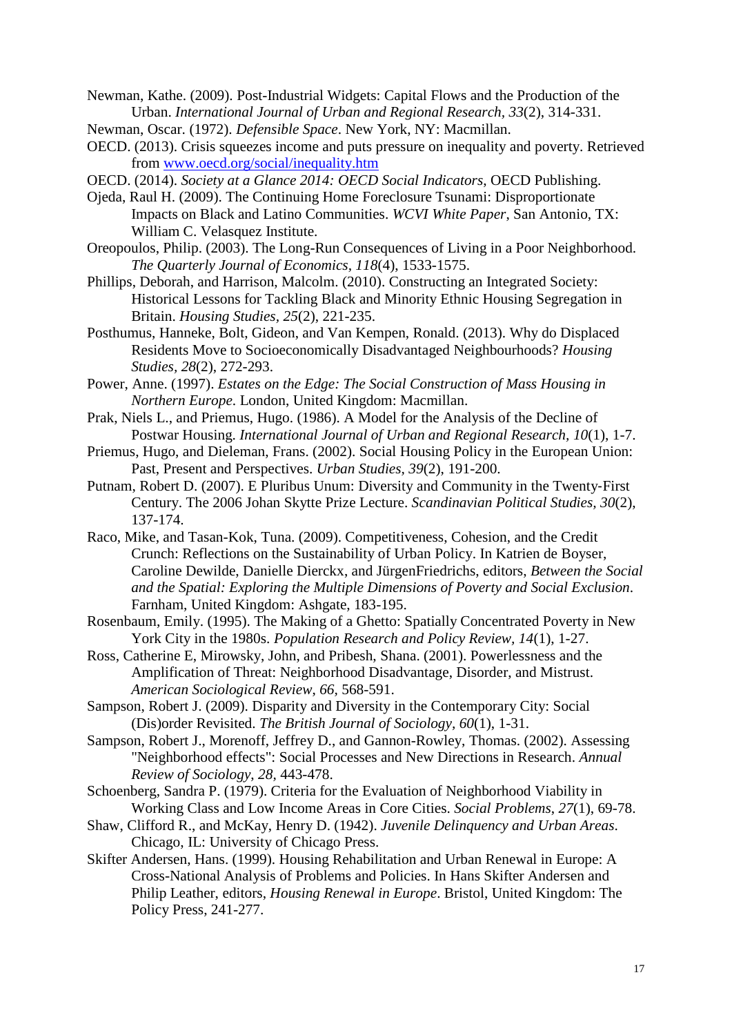Newman, Kathe. (2009). Post-Industrial Widgets: Capital Flows and the Production of the Urban. *International Journal of Urban and Regional Research, 33*(2), 314-331.

Newman, Oscar. (1972). *Defensible Space*. New York, NY: Macmillan.

OECD. (2013). Crisis squeezes income and puts pressure on inequality and poverty. Retrieved from [www.oecd.org/social/inequality.htm](www.oecd.org/social/inequality.htm)

OECD. (2014). *Society at a Glance 2014: OECD Social Indicators*, OECD Publishing.

Ojeda, Raul H. (2009). The Continuing Home Foreclosure Tsunami: Disproportionate Impacts on Black and Latino Communities. *WCVI White Paper*, San Antonio, TX: William C. Velasquez Institute.

Oreopoulos, Philip. (2003). The Long-Run Consequences of Living in a Poor Neighborhood. *The Quarterly Journal of Economics, 118*(4), 1533-1575.

Phillips, Deborah, and Harrison, Malcolm. (2010). Constructing an Integrated Society: Historical Lessons for Tackling Black and Minority Ethnic Housing Segregation in Britain. *Housing Studies, 25*(2), 221-235.

Posthumus, Hanneke, Bolt, Gideon, and Van Kempen, Ronald. (2013). Why do Displaced Residents Move to Socioeconomically Disadvantaged Neighbourhoods? *Housing Studies, 28*(2), 272-293.

Power, Anne. (1997). *Estates on the Edge: The Social Construction of Mass Housing in Northern Europe*. London, United Kingdom: Macmillan.

Prak, Niels L., and Priemus, Hugo. (1986). A Model for the Analysis of the Decline of Postwar Housing. *International Journal of Urban and Regional Research, 10*(1), 1-7.

Priemus, Hugo, and Dieleman, Frans. (2002). Social Housing Policy in the European Union: Past, Present and Perspectives. *Urban Studies, 39*(2), 191-200.

Putnam, Robert D. (2007). E Pluribus Unum: Diversity and Community in the Twenty-First Century. The 2006 Johan Skytte Prize Lecture. *Scandinavian Political Studies, 30*(2), 137-174.

Raco, Mike, and Tasan-Kok, Tuna. (2009). Competitiveness, Cohesion, and the Credit Crunch: Reflections on the Sustainability of Urban Policy. In Katrien de Boyser, Caroline Dewilde, Danielle Dierckx, and JürgenFriedrichs, editors, *Between the Social and the Spatial: Exploring the Multiple Dimensions of Poverty and Social Exclusion*. Farnham, United Kingdom: Ashgate, 183-195.

Rosenbaum, Emily. (1995). The Making of a Ghetto: Spatially Concentrated Poverty in New York City in the 1980s. *Population Research and Policy Review, 14*(1), 1-27.

Ross, Catherine E, Mirowsky, John, and Pribesh, Shana. (2001). Powerlessness and the Amplification of Threat: Neighborhood Disadvantage, Disorder, and Mistrust. *American Sociological Review, 66*, 568-591.

Sampson, Robert J. (2009). Disparity and Diversity in the Contemporary City: Social (Dis)order Revisited. *The British Journal of Sociology, 60*(1), 1-31.

Sampson, Robert J., Morenoff, Jeffrey D., and Gannon-Rowley, Thomas. (2002). Assessing "Neighborhood effects": Social Processes and New Directions in Research. *Annual Review of Sociology, 28*, 443-478.

Schoenberg, Sandra P. (1979). Criteria for the Evaluation of Neighborhood Viability in Working Class and Low Income Areas in Core Cities. *Social Problems, 27*(1), 69-78.

Shaw, Clifford R., and McKay, Henry D. (1942). *Juvenile Delinquency and Urban Areas*. Chicago, IL: University of Chicago Press.

Skifter Andersen, Hans. (1999). Housing Rehabilitation and Urban Renewal in Europe: A Cross-National Analysis of Problems and Policies. In Hans Skifter Andersen and Philip Leather, editors, *Housing Renewal in Europe*. Bristol, United Kingdom: The Policy Press, 241-277.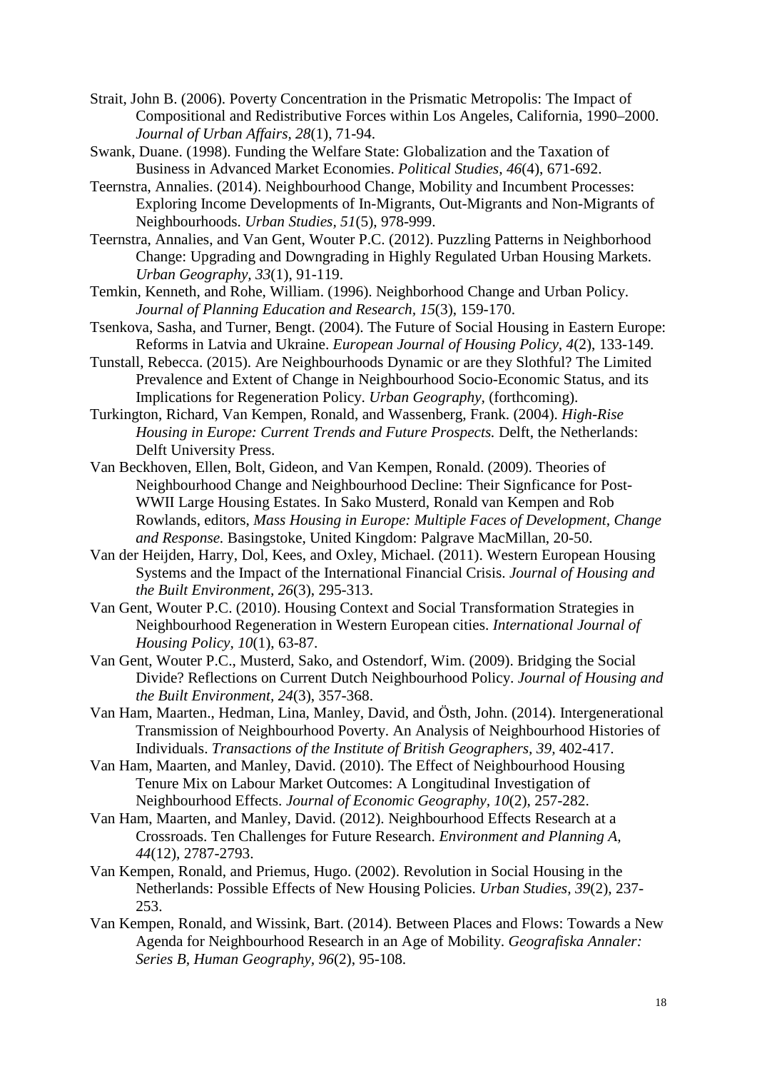Strait, John B. (2006). Poverty Concentration in the Prismatic Metropolis: The Impact of Compositional and Redistributive Forces within Los Angeles, California, 1990–2000. *Journal of Urban Affairs, 28*(1), 71-94.

Swank, Duane. (1998). Funding the Welfare State: Globalization and the Taxation of Business in Advanced Market Economies. *Political Studies, 46*(4), 671-692.

Teernstra, Annalies. (2014). Neighbourhood Change, Mobility and Incumbent Processes: Exploring Income Developments of In-Migrants, Out-Migrants and Non-Migrants of Neighbourhoods. *Urban Studies, 51*(5), 978-999.

Teernstra, Annalies, and Van Gent, Wouter P.C. (2012). Puzzling Patterns in Neighborhood Change: Upgrading and Downgrading in Highly Regulated Urban Housing Markets. *Urban Geography, 33*(1), 91-119.

Temkin, Kenneth, and Rohe, William. (1996). Neighborhood Change and Urban Policy. *Journal of Planning Education and Research, 15*(3), 159-170.

Tsenkova, Sasha, and Turner, Bengt. (2004). The Future of Social Housing in Eastern Europe: Reforms in Latvia and Ukraine. *European Journal of Housing Policy, 4*(2), 133-149.

Tunstall, Rebecca. (2015). Are Neighbourhoods Dynamic or are they Slothful? The Limited Prevalence and Extent of Change in Neighbourhood Socio-Economic Status, and its Implications for Regeneration Policy. *Urban Geography*, (forthcoming).

Turkington, Richard, Van Kempen, Ronald, and Wassenberg, Frank. (2004). *High-Rise Housing in Europe: Current Trends and Future Prospects.* Delft, the Netherlands: Delft University Press.

Van Beckhoven, Ellen, Bolt, Gideon, and Van Kempen, Ronald. (2009). Theories of Neighbourhood Change and Neighbourhood Decline: Their Signficance for Post-WWII Large Housing Estates. In Sako Musterd, Ronald van Kempen and Rob Rowlands, editors, *Mass Housing in Europe: Multiple Faces of Development, Change and Response.* Basingstoke, United Kingdom: Palgrave MacMillan, 20-50.

Van der Heijden, Harry, Dol, Kees, and Oxley, Michael. (2011). Western European Housing Systems and the Impact of the International Financial Crisis. *Journal of Housing and the Built Environment, 26*(3), 295-313.

Van Gent, Wouter P.C. (2010). Housing Context and Social Transformation Strategies in Neighbourhood Regeneration in Western European cities. *International Journal of Housing Policy, 10*(1), 63-87.

Van Gent, Wouter P.C., Musterd, Sako, and Ostendorf, Wim. (2009). Bridging the Social Divide? Reflections on Current Dutch Neighbourhood Policy. *Journal of Housing and the Built Environment, 24*(3), 357-368.

Van Ham, Maarten., Hedman, Lina, Manley, David, and Östh, John. (2014). Intergenerational Transmission of Neighbourhood Poverty. An Analysis of Neighbourhood Histories of Individuals. *Transactions of the Institute of British Geographers, 39,* 402-417.

Van Ham, Maarten, and Manley, David. (2010). The Effect of Neighbourhood Housing Tenure Mix on Labour Market Outcomes: A Longitudinal Investigation of Neighbourhood Effects. *Journal of Economic Geography, 10*(2), 257-282.

Van Ham, Maarten, and Manley, David. (2012). Neighbourhood Effects Research at a Crossroads. Ten Challenges for Future Research. *Environment and Planning A, 44*(12), 2787-2793.

Van Kempen, Ronald, and Priemus, Hugo. (2002). Revolution in Social Housing in the Netherlands: Possible Effects of New Housing Policies. *Urban Studies, 39*(2), 237-253.

Van Kempen, Ronald, and Wissink, Bart. (2014). Between Places and Flows: Towards a New Agenda for Neighbourhood Research in an Age of Mobility. *Geografiska Annaler: Series B, Human Geography, 96*(2), 95-108.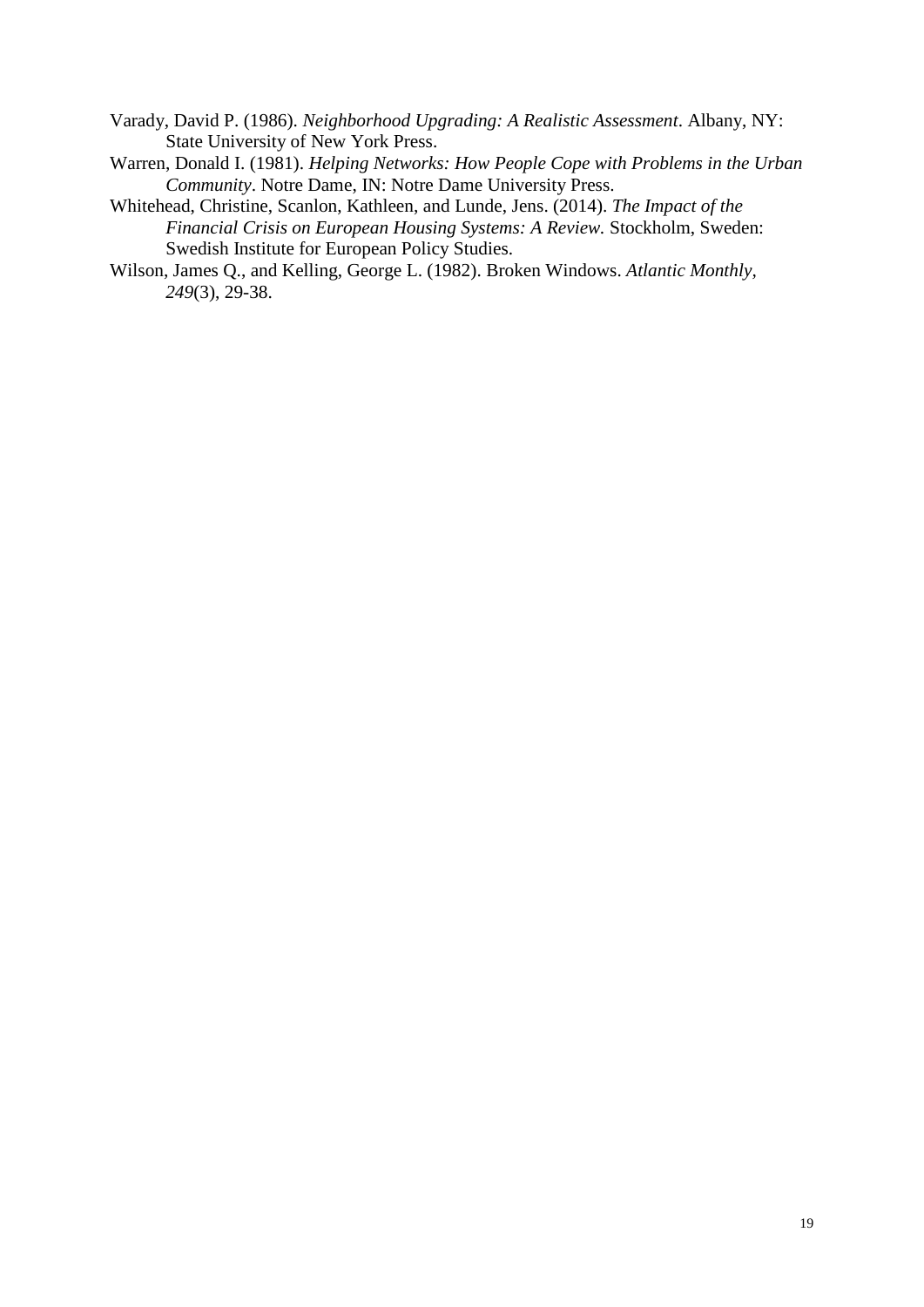Varady, David P. (1986). *Neighborhood Upgrading: A Realistic Assessment*. Albany, NY: State University of New York Press.

Warren, Donald I. (1981). *Helping Networks: How People Cope with Problems in the Urban Community*. Notre Dame, IN: Notre Dame University Press.

Whitehead, Christine, Scanlon, Kathleen, and Lunde, Jens. (2014). *The Impact of the Financial Crisis on European Housing Systems: A Review.* Stockholm, Sweden: Swedish Institute for European Policy Studies.

Wilson, James Q., and Kelling, George L. (1982). Broken Windows. *Atlantic Monthly, 249*(3), 29-38.